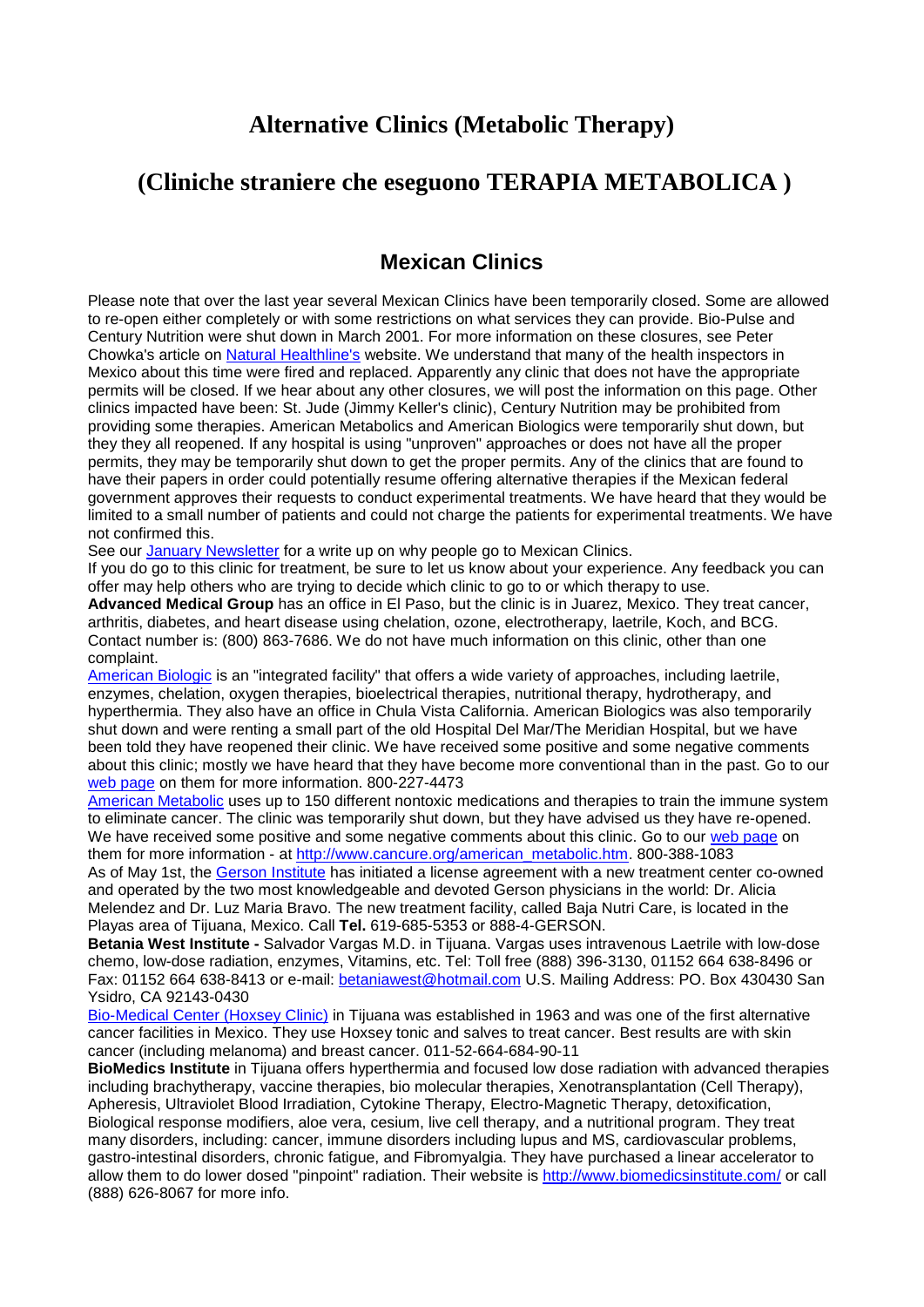# Alternative Clinics (Metabolic Therapy)

# (Cliniche straniere che eseguono TERAPIA METABOLICA )

## Mexican Clinics

Please note that over the last year several Mexican Clinics have been temporarily closed. Some are allowed to re-open either completely or with some restrictions on what services they can provide. Bio-Pulse and Century Nutrition were shut down in March 2001. For more information on these closures, see Peter Chowka's article on Natural Healthline's website. We understand that many of the health inspectors in Mexico about this time were fired and replaced. Apparently any clinic that does not have the appropriate permits will be closed. If we hear about any other closures, we will post the information on this page. Other clinics impacted have been: St. Jude (Jimmy Keller's clinic), Century Nutrition may be prohibited from providing some therapies. American Metabolics and American Biologics were temporarily shut down, but they they all reopened. If any hospital is using "unproven" approaches or does not have all the proper permits, they may be temporarily shut down to get the proper permits. Any of the clinics that are found to have their papers in order could potentially resume offering alternative therapies if the Mexican federal government approves their requests to conduct experimental treatments. We have heard that they would be limited to a small number of patients and could not charge the patients for experimental treatments. We have not confirmed this.

See our January Newsletter for a write up on why people go to Mexican Clinics.

If you do go to this clinic for treatment, be sure to let us know about your experience. Any feedback you can offer may help others who are trying to decide which clinic to go to or which therapy to use.

**Advanced Medical Group** has an office in El Paso, but the clinic is in Juarez, Mexico. They treat cancer, arthritis, diabetes, and heart disease using chelation, ozone, electrotherapy, laetrile, Koch, and BCG. Contact number is: (800) 863-7686. We do not have much information on this clinic, other than one complaint.

American Biologic is an "integrated facility" that offers a wide variety of approaches, including laetrile, enzymes, chelation, oxygen therapies, bioelectrical therapies, nutritional therapy, hydrotherapy, and hyperthermia. They also have an office in Chula Vista California. American Biologics was also temporarily shut down and were renting a small part of the old Hospital Del Mar/The Meridian Hospital, but we have been told they have reopened their clinic. We have received some positive and some negative comments about this clinic; mostly we have heard that they have become more conventional than in the past. Go to our web page on them for more information. 800-227-4473

American Metabolic uses up to 150 different nontoxic medications and therapies to train the immune system to eliminate cancer. The clinic was temporarily shut down, but they have advised us they have re-opened. We have received some positive and some negative comments about this clinic. Go to our web page on them for more information - at http://www.cancure.org/american_metabolic.htm. 800-388-1083

As of May 1st, the Gerson Institute has initiated a license agreement with a new treatment center co-owned and operated by the two most knowledgeable and devoted Gerson physicians in the world: Dr. Alicia Melendez and Dr. Luz Maria Bravo. The new treatment facility, called Baja Nutri Care, is located in the Playas area of Tijuana, Mexico. Call **Tel.** 619-685-5353 or 888-4-GERSON.

**Betania West Institute -** Salvador Vargas M.D. in Tijuana. Vargas uses intravenous Laetrile with low-dose chemo, low-dose radiation, enzymes, Vitamins, etc. Tel: Toll free (888) 396-3130, 01152 664 638-8496 or Fax: 01152 664 638-8413 or e-mail: betaniawest@hotmail.com U.S. Mailing Address: PO. Box 430430 San Ysidro, CA 92143-0430

Bio-Medical Center (Hoxsey Clinic) in Tijuana was established in 1963 and was one of the first alternative cancer facilities in Mexico. They use Hoxsey tonic and salves to treat cancer. Best results are with skin cancer (including melanoma) and breast cancer. 011-52-664-684-90-11

**BioMedics Institute** in Tijuana offers hyperthermia and focused low dose radiation with advanced therapies including brachytherapy, vaccine therapies, bio molecular therapies, Xenotransplantation (Cell Therapy), Apheresis, Ultraviolet Blood Irradiation, Cytokine Therapy, Electro-Magnetic Therapy, detoxification, Biological response modifiers, aloe vera, cesium, live cell therapy, and a nutritional program. They treat many disorders, including: cancer, immune disorders including lupus and MS, cardiovascular problems, gastro-intestinal disorders, chronic fatigue, and Fibromyalgia. They have purchased a linear accelerator to allow them to do lower dosed "pinpoint" radiation. Their website is http://www.biomedicsinstitute.com/ or call (888) 626-8067 for more info.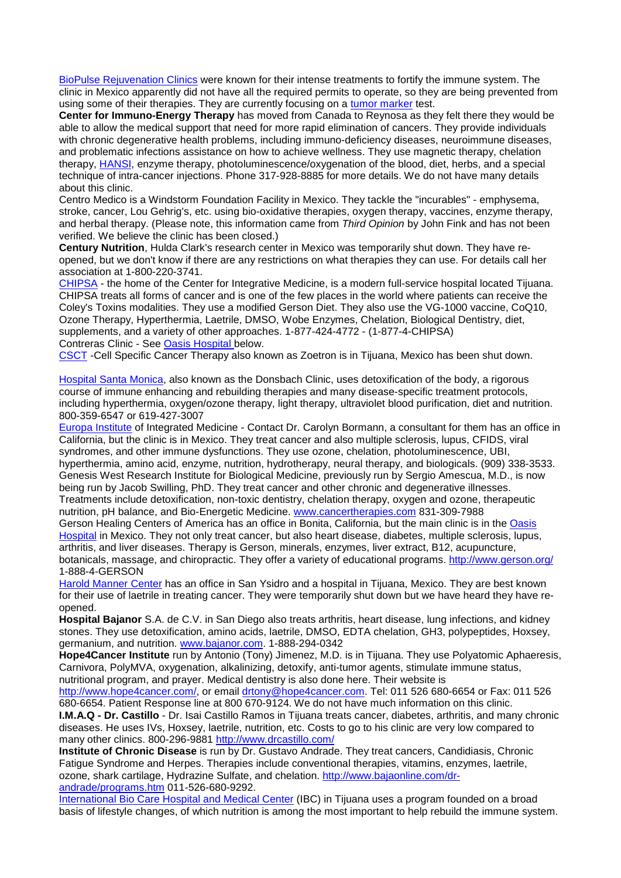BioPulse Rejuvenation Clinics were known for their intense treatments to fortify the immune system. The clinic in Mexico apparently did not have all the required permits to operate, so they are being prevented from using some of their therapies. They are currently focusing on a tumor marker test.

**Center for Immuno-Energy Therapy** has moved from Canada to Reynosa as they felt there they would be able to allow the medical support that need for more rapid elimination of cancers. They provide individuals with chronic degenerative health problems, including immuno-deficiency diseases, neuroimmune diseases, and problematic infections assistance on how to achieve wellness. They use magnetic therapy, chelation therapy, HANSI, enzyme therapy, photoluminescence/oxygenation of the blood, diet, herbs, and a special technique of intra-cancer injections. Phone 317-928-8885 for more details. We do not have many details about this clinic.

Centro Medico is a Windstorm Foundation Facility in Mexico. They tackle the "incurables" - emphysema, stroke, cancer, Lou Gehrig's, etc. using bio-oxidative therapies, oxygen therapy, vaccines, enzyme therapy, and herbal therapy. (Please note, this information came from *Third Opinion* by John Fink and has not been verified. We believe the clinic has been closed.)

**Century Nutrition**, Hulda Clark's research center in Mexico was temporarily shut down. They have re-opened, but we don't know if there are any restrictions on what therapies they can use. For details call her association at 1-800-220-3741.

CHIPSA - the home of the Center for Integrative Medicine, is a modern full-service hospital located Tijuana. CHIPSA treats all forms of cancer and is one of the few places in the world where patients can receive the Coley's Toxins modalities. They use a modified Gerson Diet. They also use the VG-1000 vaccine, CoQ10, Ozone Therapy, Hyperthermia, Laetrile, DMSO, Wobe Enzymes, Chelation, Biological Dentistry, diet, supplements, and a variety of other approaches. 1-877-424-4772 - (1-877-4-CHIPSA)

Contreras Clinic - See Oasis Hospital below.

CSCT -Cell Specific Cancer Therapy also known as Zoetron is in Tijuana, Mexico has been shut down.

Hospital Santa Monica, also known as the Donsbach Clinic, uses detoxification of the body, a rigorous course of immune enhancing and rebuilding therapies and many disease-specific treatment protocols, including hyperthermia, oxygen/ozone therapy, light therapy, ultraviolet blood purification, diet and nutrition. 800-359-6547 or 619-427-3007

Europa Institute of Integrated Medicine - Contact Dr. Carolyn Bormann, a consultant for them has an office in California, but the clinic is in Mexico. They treat cancer and also multiple sclerosis, lupus, CFIDS, viral syndromes, and other immune dysfunctions. They use ozone, chelation, photoluminescence, UBI, hyperthermia, amino acid, enzyme, nutrition, hydrotherapy, neural therapy, and biologicals. (909) 338-3533.

Genesis West Research Institute for Biological Medicine, previously run by Sergio Amescua, M.D., is now being run by Jacob Swilling, PhD. They treat cancer and other chronic and degenerative illnesses. Treatments include detoxification, non-toxic dentistry, chelation therapy, oxygen and ozone, therapeutic nutrition, pH balance, and Bio-Energetic Medicine. www.cancertherapies.com 831-309-7988

Gerson Healing Centers of America has an office in Bonita, California, but the main clinic is in the Oasis Hospital in Mexico. They not only treat cancer, but also heart disease, diabetes, multiple sclerosis, lupus, arthritis, and liver diseases. Therapy is Gerson, minerals, enzymes, liver extract, B12, acupuncture, botanicals, massage, and chiropractic. They offer a variety of educational programs. http://www.gerson.org/ 1-888-4-GERSON

Harold Manner Center has an office in San Ysidro and a hospital in Tijuana, Mexico. They are best known for their use of laetrile in treating cancer. They were temporarily shut down but we have heard they have re-opened.

**Hospital Bajanor** S.A. de C.V. in San Diego also treats arthritis, heart disease, lung infections, and kidney stones. They use detoxification, amino acids, laetrile, DMSO, EDTA chelation, GH3, polypeptides, Hoxsey, germanium, and nutrition. www.bajanor.com. 1-888-294-0342

**Hope4Cancer Institute** run by Antonio (Tony) Jimenez, M.D. is in Tijuana. They use Polyatomic Aphaeresis, Carnivora, PolyMVA, oxygenation, alkalinizing, detoxify, anti-tumor agents, stimulate immune status, nutritional program, and prayer. Medical dentistry is also done here. Their website is http://www.hope4cancer.com/, or email drtony@hope4cancer.com. Tel: 011 526 680-6654 or Fax: 011 526 680-6654. Patient Response line at 800 670-9124. We do not have much information on this clinic.

**I.M.A.Q - Dr. Castillo** - Dr. Isai Castillo Ramos in Tijuana treats cancer, diabetes, arthritis, and many chronic diseases. He uses IVs, Hoxsey, laetrile, nutrition, etc. Costs to go to his clinic are very low compared to many other clinics. 800-296-9881 http://www.drcastillo.com/

**Institute of Chronic Disease** is run by Dr. Gustavo Andrade. They treat cancers, Candidiasis, Chronic Fatigue Syndrome and Herpes. Therapies include conventional therapies, vitamins, enzymes, laetrile, ozone, shark cartilage, Hydrazine Sulfate, and chelation. http://www.bajaonline.com/dr-andrade/programs.htm 011-526-680-9292.

International Bio Care Hospital and Medical Center (IBC) in Tijuana uses a program founded on a broad basis of lifestyle changes, of which nutrition is among the most important to help rebuild the immune system.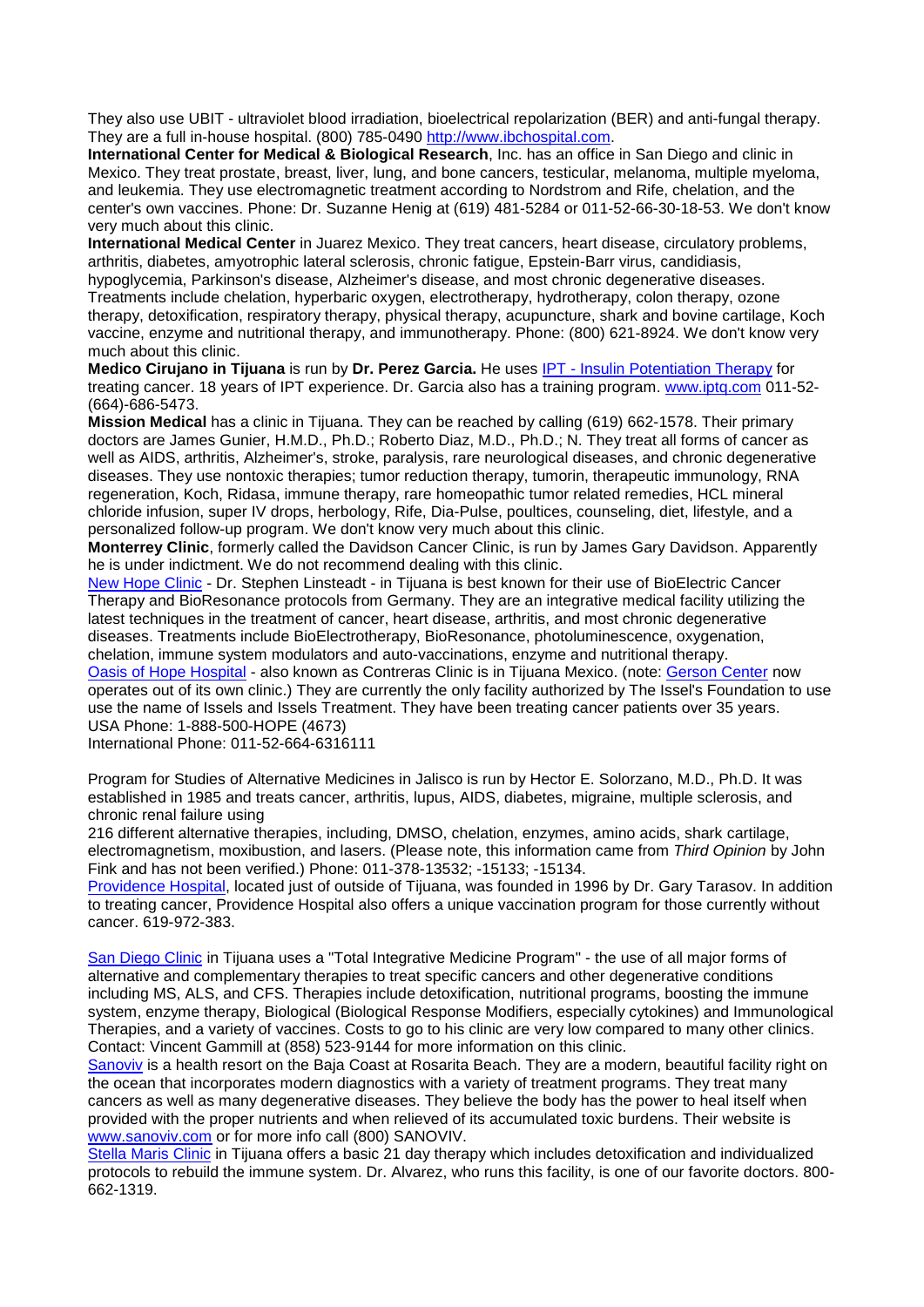They also use UBIT - ultraviolet blood irradiation, bioelectrical repolarization (BER) and anti-fungal therapy. They are a full in-house hospital. (800) 785-0490 [http://www.ibchospital.com](http://www.ibchospital.com).

**International Center for Medical & Biological Research**, Inc. has an office in San Diego and clinic in Mexico. They treat prostate, breast, liver, lung, and bone cancers, testicular, melanoma, multiple myeloma, and leukemia. They use electromagnetic treatment according to Nordstrom and Rife, chelation, and the center's own vaccines. Phone: Dr. Suzanne Henig at (619) 481-5284 or 011-52-66-30-18-53. We don't know very much about this clinic.

**International Medical Center** in Juarez Mexico. They treat cancers, heart disease, circulatory problems, arthritis, diabetes, amyotrophic lateral sclerosis, chronic fatigue, Epstein-Barr virus, candidiasis, hypoglycemia, Parkinson's disease, Alzheimer's disease, and most chronic degenerative diseases. Treatments include chelation, hyperbaric oxygen, electrotherapy, hydrotherapy, colon therapy, ozone therapy, detoxification, respiratory therapy, physical therapy, acupuncture, shark and bovine cartilage, Koch vaccine, enzyme and nutritional therapy, and immunotherapy. Phone: (800) 621-8924. We don't know very much about this clinic.

**Medico Cirujano in Tijuana** is run by **Dr. Perez Garcia.** He uses [IPT - Insulin Potentiation Therapy]() for treating cancer. 18 years of IPT experience. Dr. Garcia also has a training program. [www.iptq.com](www.iptq.com) 011-52-(664)-686-5473.

**Mission Medical** has a clinic in Tijuana. They can be reached by calling (619) 662-1578. Their primary doctors are James Gunier, H.M.D., Ph.D.; Roberto Diaz, M.D., Ph.D.; N. They treat all forms of cancer as well as AIDS, arthritis, Alzheimer's, stroke, paralysis, rare neurological diseases, and chronic degenerative diseases. They use nontoxic therapies; tumor reduction therapy, tumorin, therapeutic immunology, RNA regeneration, Koch, Ridasa, immune therapy, rare homeopathic tumor related remedies, HCL mineral chloride infusion, super IV drops, herbology, Rife, Dia-Pulse, poultices, counseling, diet, lifestyle, and a personalized follow-up program. We don't know very much about this clinic.

**Monterrey Clinic**, formerly called the Davidson Cancer Clinic, is run by James Gary Davidson. Apparently he is under indictment. We do not recommend dealing with this clinic.

[New Hope Clinic]() - Dr. Stephen Linsteadt - in Tijuana is best known for their use of BioElectric Cancer Therapy and BioResonance protocols from Germany. They are an integrative medical facility utilizing the latest techniques in the treatment of cancer, heart disease, arthritis, and most chronic degenerative diseases. Treatments include BioElectrotherapy, BioResonance, photoluminescence, oxygenation, chelation, immune system modulators and auto-vaccinations, enzyme and nutritional therapy.

[Oasis of Hope Hospital]() - also known as Contreras Clinic is in Tijuana Mexico. (note: [Gerson Center]() now operates out of its own clinic.) They are currently the only facility authorized by The Issel's Foundation to use use the name of Issels and Issels Treatment. They have been treating cancer patients over 35 years.
USA Phone: 1-888-500-HOPE (4673)
International Phone: 011-52-664-6316111

Program for Studies of Alternative Medicines in Jalisco is run by Hector E. Solorzano, M.D., Ph.D. It was established in 1985 and treats cancer, arthritis, lupus, AIDS, diabetes, migraine, multiple sclerosis, and chronic renal failure using
216 different alternative therapies, including, DMSO, chelation, enzymes, amino acids, shark cartilage, electromagnetism, moxibustion, and lasers. (Please note, this information came from *Third Opinion* by John Fink and has not been verified.) Phone: 011-378-13532; -15133; -15134.

[Providence Hospital](), located just of outside of Tijuana, was founded in 1996 by Dr. Gary Tarasov. In addition to treating cancer, Providence Hospital also offers a unique vaccination program for those currently without cancer. 619-972-383.

[San Diego Clinic]() in Tijuana uses a "Total Integrative Medicine Program" - the use of all major forms of alternative and complementary therapies to treat specific cancers and other degenerative conditions including MS, ALS, and CFS. Therapies include detoxification, nutritional programs, boosting the immune system, enzyme therapy, Biological (Biological Response Modifiers, especially cytokines) and Immunological Therapies, and a variety of vaccines. Costs to go to his clinic are very low compared to many other clinics. Contact: Vincent Gammill at (858) 523-9144 for more information on this clinic.

[Sanoviv]() is a health resort on the Baja Coast at Rosarita Beach. They are a modern, beautiful facility right on the ocean that incorporates modern diagnostics with a variety of treatment programs. They treat many cancers as well as many degenerative diseases. They believe the body has the power to heal itself when provided with the proper nutrients and when relieved of its accumulated toxic burdens. Their website is [www.sanoviv.com](www.sanoviv.com) or for more info call (800) SANOVIV.

[Stella Maris Clinic]() in Tijuana offers a basic 21 day therapy which includes detoxification and individualized protocols to rebuild the immune system. Dr. Alvarez, who runs this facility, is one of our favorite doctors. 800-662-1319.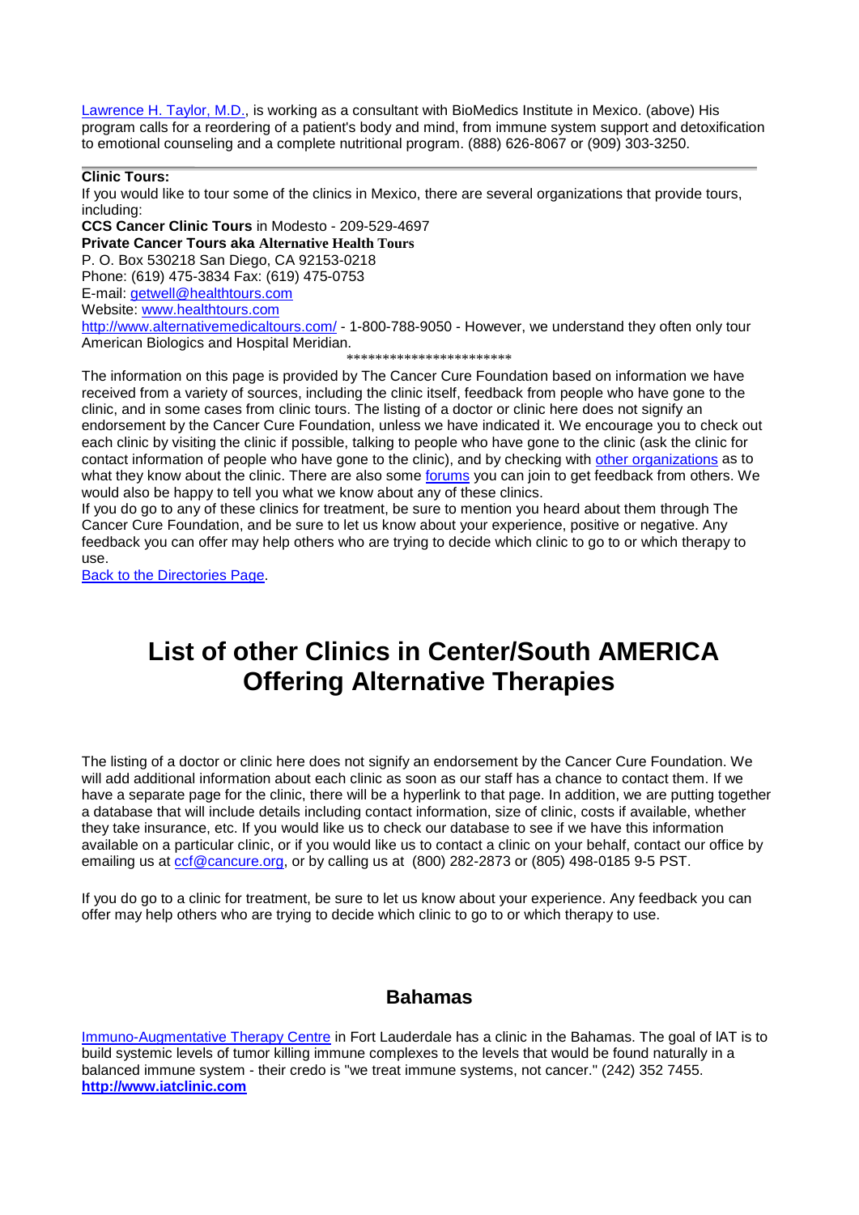Lawrence H. Taylor, M.D., is working as a consultant with BioMedics Institute in Mexico. (above) His program calls for a reordering of a patient's body and mind, from immune system support and detoxification to emotional counseling and a complete nutritional program. (888) 626-8067 or (909) 303-3250.

---

**Clinic Tours:**

If you would like to tour some of the clinics in Mexico, there are several organizations that provide tours, including:

**CCS Cancer Clinic Tours** in Modesto - 209-529-4697

**Private Cancer Tours aka Alternative Health Tours**

P. O. Box 530218 San Diego, CA 92153-0218

Phone: (619) 475-3834 Fax: (619) 475-0753

E-mail: getwell@healthtours.com

Website: www.healthtours.com

http://www.alternativemedicaltours.com/ - 1-800-788-9050 - However, we understand they often only tour American Biologics and Hospital Meridian.

***********************

The information on this page is provided by The Cancer Cure Foundation based on information we have received from a variety of sources, including the clinic itself, feedback from people who have gone to the clinic, and in some cases from clinic tours. The listing of a doctor or clinic here does not signify an endorsement by the Cancer Cure Foundation, unless we have indicated it. We encourage you to check out each clinic by visiting the clinic if possible, talking to people who have gone to the clinic (ask the clinic for contact information of people who have gone to the clinic), and by checking with other organizations as to what they know about the clinic. There are also some forums you can join to get feedback from others. We would also be happy to tell you what we know about any of these clinics.

If you do go to any of these clinics for treatment, be sure to mention you heard about them through The Cancer Cure Foundation, and be sure to let us know about your experience, positive or negative. Any feedback you can offer may help others who are trying to decide which clinic to go to or which therapy to use.

Back to the Directories Page.

# List of other Clinics in Center/South AMERICA Offering Alternative Therapies

The listing of a doctor or clinic here does not signify an endorsement by the Cancer Cure Foundation. We will add additional information about each clinic as soon as our staff has a chance to contact them. If we have a separate page for the clinic, there will be a hyperlink to that page. In addition, we are putting together a database that will include details including contact information, size of clinic, costs if available, whether they take insurance, etc. If you would like us to check our database to see if we have this information available on a particular clinic, or if you would like us to contact a clinic on your behalf, contact our office by emailing us at ccf@cancure.org, or by calling us at (800) 282-2873 or (805) 498-0185 9-5 PST.

If you do go to a clinic for treatment, be sure to let us know about your experience. Any feedback you can offer may help others who are trying to decide which clinic to go to or which therapy to use.

### Bahamas

Immuno-Augmentative Therapy Centre in Fort Lauderdale has a clinic in the Bahamas. The goal of IAT is to build systemic levels of tumor killing immune complexes to the levels that would be found naturally in a balanced immune system - their credo is "we treat immune systems, not cancer." (242) 352 7455. **http://www.iatclinic.com**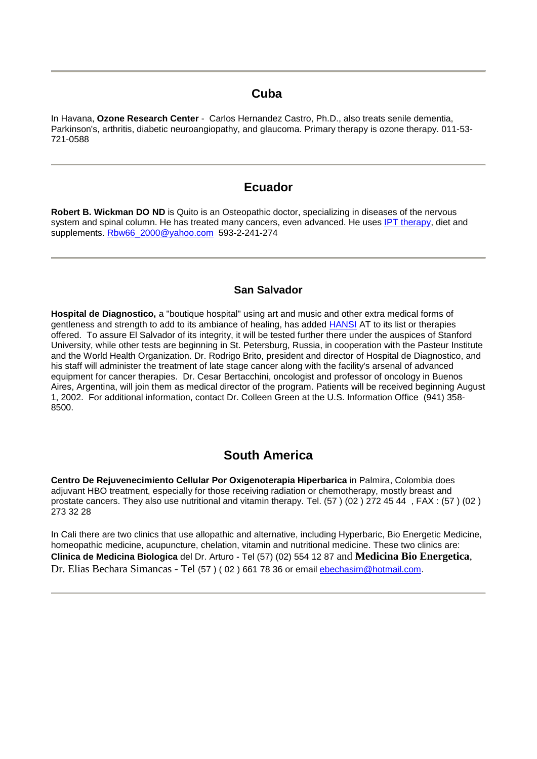---

## Cuba

In Havana, **Ozone Research Center** - Carlos Hernandez Castro, Ph.D., also treats senile dementia, Parkinson's, arthritis, diabetic neuroangiopathy, and glaucoma. Primary therapy is ozone therapy. 011-53-721-0588

---

## Ecuador

**Robert B. Wickman DO ND** is Quito is an Osteopathic doctor, specializing in diseases of the nervous system and spinal column. He has treated many cancers, even advanced. He uses IPT therapy, diet and supplements. Rbw66_2000@yahoo.com 593-2-241-274

---

### San Salvador

**Hospital de Diagnostico,** a "boutique hospital" using art and music and other extra medical forms of gentleness and strength to add to its ambiance of healing, has added HANSI AT to its list or therapies offered. To assure El Salvador of its integrity, it will be tested further there under the auspices of Stanford University, while other tests are beginning in St. Petersburg, Russia, in cooperation with the Pasteur Institute and the World Health Organization. Dr. Rodrigo Brito, president and director of Hospital de Diagnostico, and his staff will administer the treatment of late stage cancer along with the facility's arsenal of advanced equipment for cancer therapies. Dr. Cesar Bertacchini, oncologist and professor of oncology in Buenos Aires, Argentina, will join them as medical director of the program. Patients will be received beginning August 1, 2002. For additional information, contact Dr. Colleen Green at the U.S. Information Office (941) 358-8500.

## South America

**Centro De Rejuvenecimiento Cellular Por Oxigenoterapia Hiperbarica** in Palmira, Colombia does adjuvant HBO treatment, especially for those receiving radiation or chemotherapy, mostly breast and prostate cancers. They also use nutritional and vitamin therapy. Tel. (57 ) (02 ) 272 45 44 , FAX : (57 ) (02 ) 273 32 28

In Cali there are two clinics that use allopathic and alternative, including Hyperbaric, Bio Energetic Medicine, homeopathic medicine, acupuncture, chelation, vitamin and nutritional medicine. These two clinics are: **Clinica de Medicina Biologica** del Dr. Arturo - Tel (57) (02) 554 12 87 and **Medicina Bio Energetica**, Dr. Elias Bechara Simancas - Tel (57 ) ( 02 ) 661 78 36 or email ebechasim@hotmail.com.

---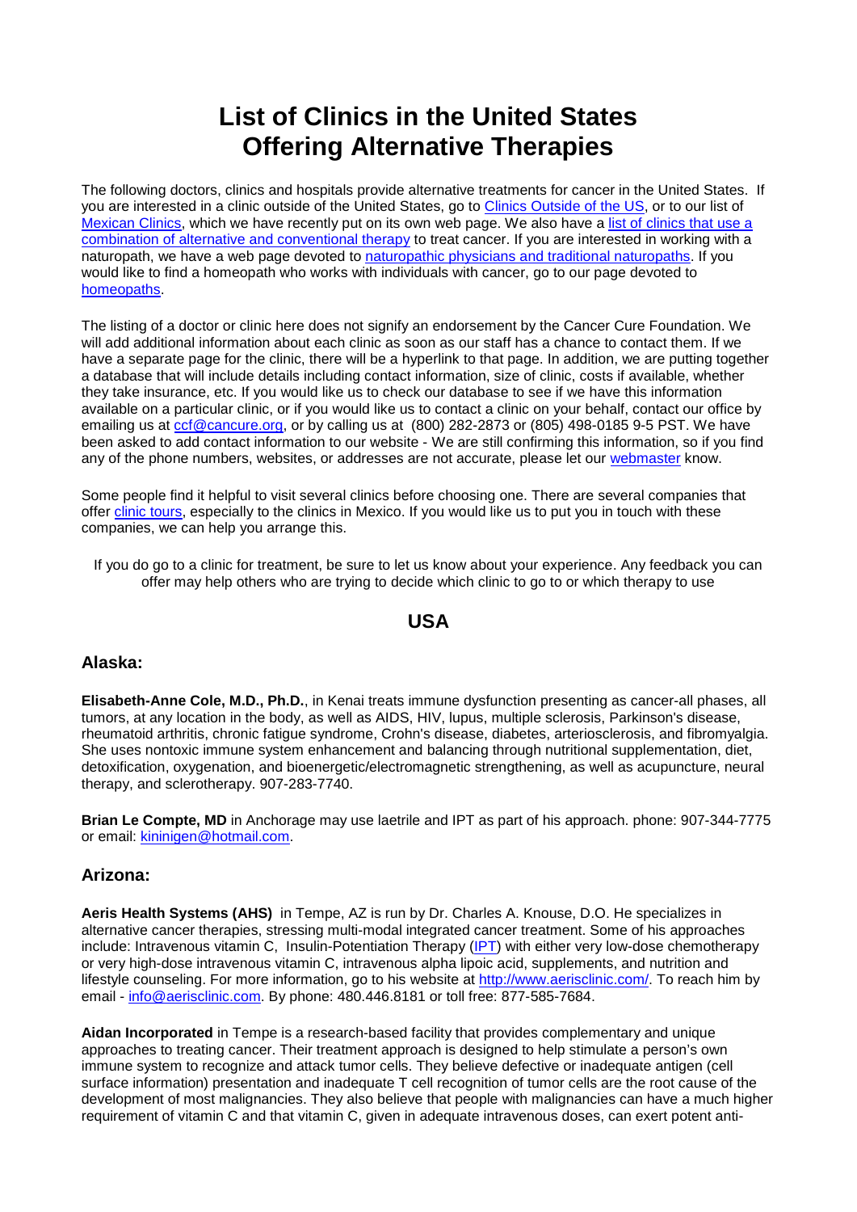# List of Clinics in the United States Offering Alternative Therapies

The following doctors, clinics and hospitals provide alternative treatments for cancer in the United States. If you are interested in a clinic outside of the United States, go to [Clinics Outside of the US](), or to our list of [Mexican Clinics](), which we have recently put on its own web page. We also have a [list of clinics that use a combination of alternative and conventional therapy]() to treat cancer. If you are interested in working with a naturopath, we have a web page devoted to [naturopathic physicians and traditional naturopaths](). If you would like to find a homeopath who works with individuals with cancer, go to our page devoted to [homeopaths]().

The listing of a doctor or clinic here does not signify an endorsement by the Cancer Cure Foundation. We will add additional information about each clinic as soon as our staff has a chance to contact them. If we have a separate page for the clinic, there will be a hyperlink to that page. In addition, we are putting together a database that will include details including contact information, size of clinic, costs if available, whether they take insurance, etc. If you would like us to check our database to see if we have this information available on a particular clinic, or if you would like us to contact a clinic on your behalf, contact our office by emailing us at ccf@cancure.org, or by calling us at (800) 282-2873 or (805) 498-0185 9-5 PST. We have been asked to add contact information to our website - We are still confirming this information, so if you find any of the phone numbers, websites, or addresses are not accurate, please let our [webmaster]() know.

Some people find it helpful to visit several clinics before choosing one. There are several companies that offer [clinic tours](), especially to the clinics in Mexico. If you would like us to put you in touch with these companies, we can help you arrange this.

If you do go to a clinic for treatment, be sure to let us know about your experience. Any feedback you can offer may help others who are trying to decide which clinic to go to or which therapy to use

## USA

### Alaska:

**Elisabeth-Anne Cole, M.D., Ph.D.**, in Kenai treats immune dysfunction presenting as cancer-all phases, all tumors, at any location in the body, as well as AIDS, HIV, lupus, multiple sclerosis, Parkinson's disease, rheumatoid arthritis, chronic fatigue syndrome, Crohn's disease, diabetes, arteriosclerosis, and fibromyalgia. She uses nontoxic immune system enhancement and balancing through nutritional supplementation, diet, detoxification, oxygenation, and bioenergetic/electromagnetic strengthening, as well as acupuncture, neural therapy, and sclerotherapy. 907-283-7740.

**Brian Le Compte, MD** in Anchorage may use laetrile and IPT as part of his approach. phone: 907-344-7775 or email: kininigen@hotmail.com.

### Arizona:

**Aeris Health Systems (AHS)** in Tempe, AZ is run by Dr. Charles A. Knouse, D.O. He specializes in alternative cancer therapies, stressing multi-modal integrated cancer treatment. Some of his approaches include: Intravenous vitamin C, Insulin-Potentiation Therapy ([IPT]()) with either very low-dose chemotherapy or very high-dose intravenous vitamin C, intravenous alpha lipoic acid, supplements, and nutrition and lifestyle counseling. For more information, go to his website at http://www.aerisclinic.com/. To reach him by email - info@aerisclinic.com. By phone: 480.446.8181 or toll free: 877-585-7684.

**Aidan Incorporated** in Tempe is a research-based facility that provides complementary and unique approaches to treating cancer. Their treatment approach is designed to help stimulate a person's own immune system to recognize and attack tumor cells. They believe defective or inadequate antigen (cell surface information) presentation and inadequate T cell recognition of tumor cells are the root cause of the development of most malignancies. They also believe that people with malignancies can have a much higher requirement of vitamin C and that vitamin C, given in adequate intravenous doses, can exert potent anti-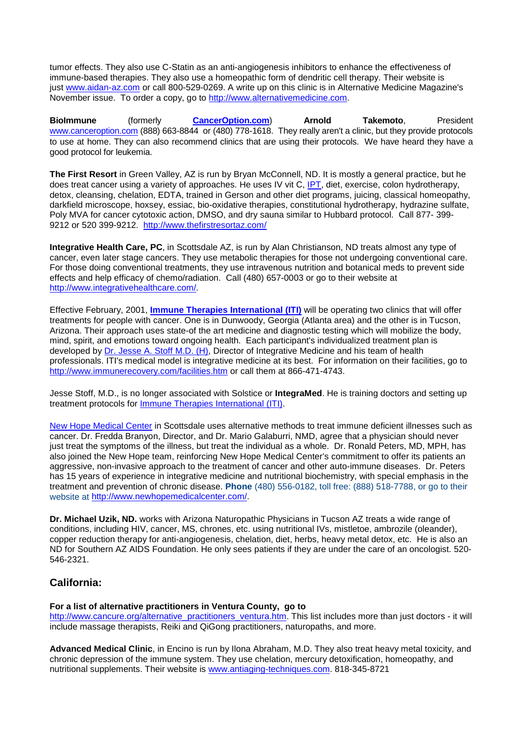tumor effects. They also use C-Statin as an anti-angiogenesis inhibitors to enhance the effectiveness of immune-based therapies. They also use a homeopathic form of dendritic cell therapy. Their website is just www.aidan-az.com or call 800-529-0269. A write up on this clinic is in Alternative Medicine Magazine's November issue. To order a copy, go to http://www.alternativemedicine.com.

**BioImmune** (formerly **CancerOption.com**) **Arnold Takemoto**, President www.canceroption.com (888) 663-8844 or (480) 778-1618. They really aren't a clinic, but they provide protocols to use at home. They can also recommend clinics that are using their protocols. We have heard they have a good protocol for leukemia.

**The First Resort** in Green Valley, AZ is run by Bryan McConnell, ND. It is mostly a general practice, but he does treat cancer using a variety of approaches. He uses IV vit C, IPT, diet, exercise, colon hydrotherapy, detox, cleansing, chelation, EDTA, trained in Gerson and other diet programs, juicing, classical homeopathy, darkfield microscope, hoxsey, essiac, bio-oxidative therapies, constitutional hydrotherapy, hydrazine sulfate, Poly MVA for cancer cytotoxic action, DMSO, and dry sauna similar to Hubbard protocol. Call 877- 399-9212 or 520 399-9212. http://www.thefirstresortaz.com/

**Integrative Health Care, PC**, in Scottsdale AZ, is run by Alan Christianson, ND treats almost any type of cancer, even later stage cancers. They use metabolic therapies for those not undergoing conventional care. For those doing conventional treatments, they use intravenous nutrition and botanical meds to prevent side effects and help efficacy of chemo/radiation. Call (480) 657-0003 or go to their website at http://www.integrativehealthcare.com/.

Effective February, 2001, **Immune Therapies International (ITI)** will be operating two clinics that will offer treatments for people with cancer. One is in Dunwoody, Georgia (Atlanta area) and the other is in Tucson, Arizona. Their approach uses state-of the art medicine and diagnostic testing which will mobilize the body, mind, spirit, and emotions toward ongoing health. Each participant's individualized treatment plan is developed by Dr. Jesse A. Stoff M.D. (H), Director of Integrative Medicine and his team of health professionals. ITI's medical model is integrative medicine at its best. For information on their facilities, go to http://www.immunerecovery.com/facilities.htm or call them at 866-471-4743.

Jesse Stoff, M.D., is no longer associated with Solstice or **IntegraMed**. He is training doctors and setting up treatment protocols for Immune Therapies International (ITI).

New Hope Medical Center in Scottsdale uses alternative methods to treat immune deficient illnesses such as cancer. Dr. Fredda Branyon, Director, and Dr. Mario Galaburri, NMD, agree that a physician should never just treat the symptoms of the illness, but treat the individual as a whole. Dr. Ronald Peters, MD, MPH, has also joined the New Hope team, reinforcing New Hope Medical Center's commitment to offer its patients an aggressive, non-invasive approach to the treatment of cancer and other auto-immune diseases. Dr. Peters has 15 years of experience in integrative medicine and nutritional biochemistry, with special emphasis in the treatment and prevention of chronic disease. **Phone** (480) 556-0182, toll free: (888) 518-7788, or go to their website at http://www.newhopemedicalcenter.com/.

**Dr. Michael Uzik, ND.** works with Arizona Naturopathic Physicians in Tucson AZ treats a wide range of conditions, including HIV, cancer, MS, chrones, etc. using nutritional IVs, mistletoe, ambrozile (oleander), copper reduction therapy for anti-angiogenesis, chelation, diet, herbs, heavy metal detox, etc. He is also an ND for Southern AZ AIDS Foundation. He only sees patients if they are under the care of an oncologist. 520-546-2321.

## California:

**For a list of alternative practitioners in Ventura County, go to** http://www.cancure.org/alternative_practitioners_ventura.htm. This list includes more than just doctors - it will include massage therapists, Reiki and QiGong practitioners, naturopaths, and more.

**Advanced Medical Clinic**, in Encino is run by Ilona Abraham, M.D. They also treat heavy metal toxicity, and chronic depression of the immune system. They use chelation, mercury detoxification, homeopathy, and nutritional supplements. Their website is www.antiaging-techniques.com. 818-345-8721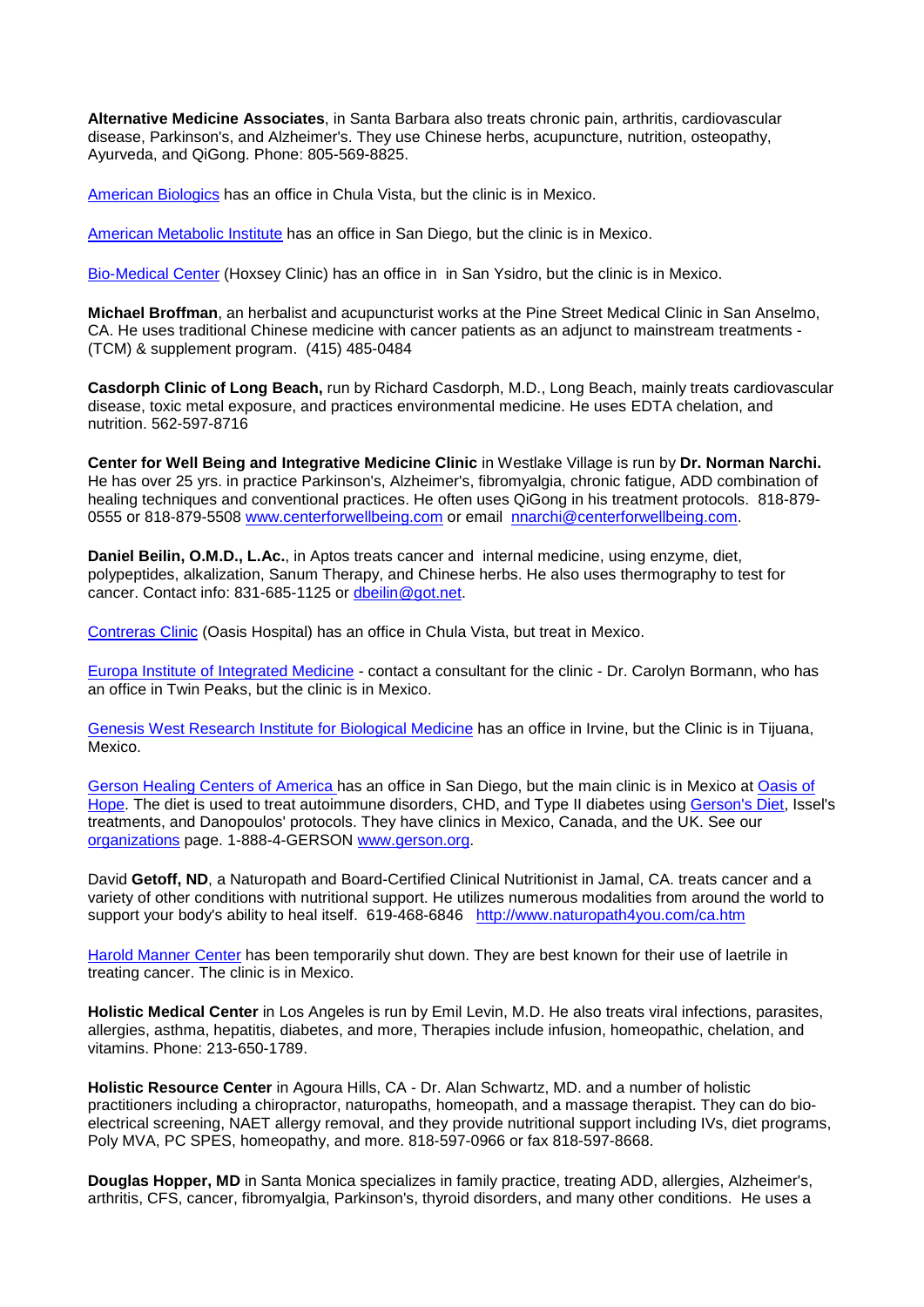**Alternative Medicine Associates**, in Santa Barbara also treats chronic pain, arthritis, cardiovascular disease, Parkinson's, and Alzheimer's. They use Chinese herbs, acupuncture, nutrition, osteopathy, Ayurveda, and QiGong. Phone: 805-569-8825.

American Biologics has an office in Chula Vista, but the clinic is in Mexico.

American Metabolic Institute has an office in San Diego, but the clinic is in Mexico.

Bio-Medical Center (Hoxsey Clinic) has an office in in San Ysidro, but the clinic is in Mexico.

**Michael Broffman**, an herbalist and acupuncturist works at the Pine Street Medical Clinic in San Anselmo, CA. He uses traditional Chinese medicine with cancer patients as an adjunct to mainstream treatments - (TCM) & supplement program. (415) 485-0484

**Casdorph Clinic of Long Beach,** run by Richard Casdorph, M.D., Long Beach, mainly treats cardiovascular disease, toxic metal exposure, and practices environmental medicine. He uses EDTA chelation, and nutrition. 562-597-8716

**Center for Well Being and Integrative Medicine Clinic** in Westlake Village is run by **Dr. Norman Narchi.** He has over 25 yrs. in practice Parkinson's, Alzheimer's, fibromyalgia, chronic fatigue, ADD combination of healing techniques and conventional practices. He often uses QiGong in his treatment protocols. 818-879-0555 or 818-879-5508 www.centerforwellbeing.com or email nnarchi@centerforwellbeing.com.

**Daniel Beilin, O.M.D., L.Ac.**, in Aptos treats cancer and internal medicine, using enzyme, diet, polypeptides, alkalization, Sanum Therapy, and Chinese herbs. He also uses thermography to test for cancer. Contact info: 831-685-1125 or dbeilin@got.net.

Contreras Clinic (Oasis Hospital) has an office in Chula Vista, but treat in Mexico.

Europa Institute of Integrated Medicine - contact a consultant for the clinic - Dr. Carolyn Bormann, who has an office in Twin Peaks, but the clinic is in Mexico.

Genesis West Research Institute for Biological Medicine has an office in Irvine, but the Clinic is in Tijuana, Mexico.

Gerson Healing Centers of America has an office in San Diego, but the main clinic is in Mexico at Oasis of Hope. The diet is used to treat autoimmune disorders, CHD, and Type II diabetes using Gerson's Diet, Issel's treatments, and Danopoulos' protocols. They have clinics in Mexico, Canada, and the UK. See our organizations page. 1-888-4-GERSON www.gerson.org.

David **Getoff, ND**, a Naturopath and Board-Certified Clinical Nutritionist in Jamal, CA. treats cancer and a variety of other conditions with nutritional support. He utilizes numerous modalities from around the world to support your body's ability to heal itself. 619-468-6846 http://www.naturopath4you.com/ca.htm

Harold Manner Center has been temporarily shut down. They are best known for their use of laetrile in treating cancer. The clinic is in Mexico.

**Holistic Medical Center** in Los Angeles is run by Emil Levin, M.D. He also treats viral infections, parasites, allergies, asthma, hepatitis, diabetes, and more, Therapies include infusion, homeopathic, chelation, and vitamins. Phone: 213-650-1789.

**Holistic Resource Center** in Agoura Hills, CA - Dr. Alan Schwartz, MD. and a number of holistic practitioners including a chiropractor, naturopaths, homeopath, and a massage therapist. They can do bio-electrical screening, NAET allergy removal, and they provide nutritional support including IVs, diet programs, Poly MVA, PC SPES, homeopathy, and more. 818-597-0966 or fax 818-597-8668.

**Douglas Hopper, MD** in Santa Monica specializes in family practice, treating ADD, allergies, Alzheimer's, arthritis, CFS, cancer, fibromyalgia, Parkinson's, thyroid disorders, and many other conditions. He uses a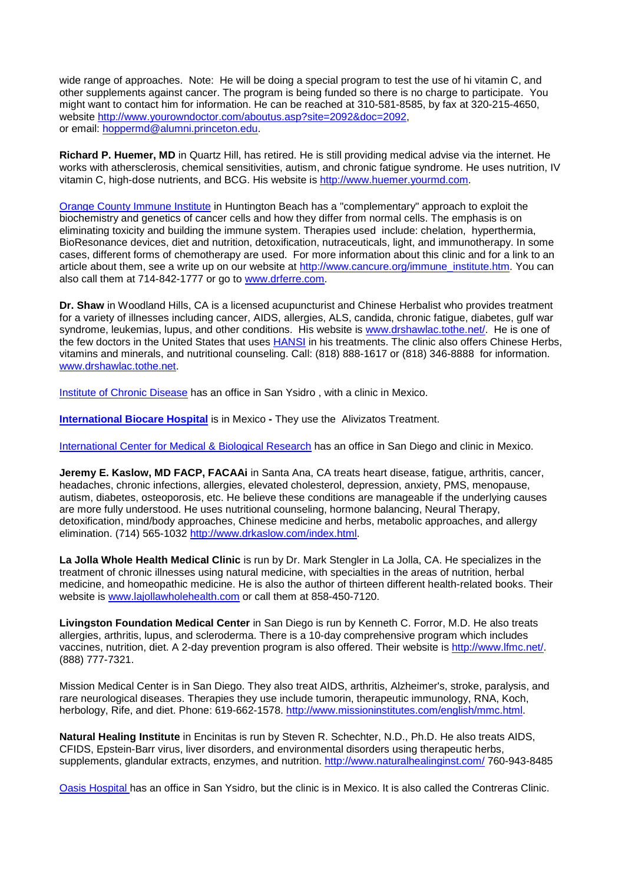wide range of approaches. Note: He will be doing a special program to test the use of hi vitamin C, and other supplements against cancer. The program is being funded so there is no charge to participate. You might want to contact him for information. He can be reached at 310-581-8585, by fax at 320-215-4650, website http://www.yourowndoctor.com/aboutus.asp?site=2092&doc=2092, or email: hoppermd@alumni.princeton.edu.

**Richard P. Huemer, MD** in Quartz Hill, has retired. He is still providing medical advise via the internet. He works with athersclerosis, chemical sensitivities, autism, and chronic fatigue syndrome. He uses nutrition, IV vitamin C, high-dose nutrients, and BCG. His website is http://www.huemer.yourmd.com.

Orange County Immune Institute in Huntington Beach has a "complementary" approach to exploit the biochemistry and genetics of cancer cells and how they differ from normal cells. The emphasis is on eliminating toxicity and building the immune system. Therapies used include: chelation, hyperthermia, BioResonance devices, diet and nutrition, detoxification, nutraceuticals, light, and immunotherapy. In some cases, different forms of chemotherapy are used. For more information about this clinic and for a link to an article about them, see a write up on our website at http://www.cancure.org/immune_institute.htm. You can also call them at 714-842-1777 or go to www.drferre.com.

**Dr. Shaw** in Woodland Hills, CA is a licensed acupuncturist and Chinese Herbalist who provides treatment for a variety of illnesses including cancer, AIDS, allergies, ALS, candida, chronic fatigue, diabetes, gulf war syndrome, leukemias, lupus, and other conditions. His website is www.drshawlac.tothe.net/. He is one of the few doctors in the United States that uses HANSI in his treatments. The clinic also offers Chinese Herbs, vitamins and minerals, and nutritional counseling. Call: (818) 888-1617 or (818) 346-8888 for information. www.drshawlac.tothe.net.

Institute of Chronic Disease has an office in San Ysidro , with a clinic in Mexico.

**International Biocare Hospital** is in Mexico **-** They use the Alivizatos Treatment.

International Center for Medical & Biological Research has an office in San Diego and clinic in Mexico.

**Jeremy E. Kaslow, MD FACP, FACAAi** in Santa Ana, CA treats heart disease, fatigue, arthritis, cancer, headaches, chronic infections, allergies, elevated cholesterol, depression, anxiety, PMS, menopause, autism, diabetes, osteoporosis, etc. He believe these conditions are manageable if the underlying causes are more fully understood. He uses nutritional counseling, hormone balancing, Neural Therapy, detoxification, mind/body approaches, Chinese medicine and herbs, metabolic approaches, and allergy elimination. (714) 565-1032 http://www.drkaslow.com/index.html.

**La Jolla Whole Health Medical Clinic** is run by Dr. Mark Stengler in La Jolla, CA. He specializes in the treatment of chronic illnesses using natural medicine, with specialties in the areas of nutrition, herbal medicine, and homeopathic medicine. He is also the author of thirteen different health-related books. Their website is www.lajollawholehealth.com or call them at 858-450-7120.

**Livingston Foundation Medical Center** in San Diego is run by Kenneth C. Forror, M.D. He also treats allergies, arthritis, lupus, and scleroderma. There is a 10-day comprehensive program which includes vaccines, nutrition, diet. A 2-day prevention program is also offered. Their website is http://www.lfmc.net/. (888) 777-7321.

Mission Medical Center is in San Diego. They also treat AIDS, arthritis, Alzheimer's, stroke, paralysis, and rare neurological diseases. Therapies they use include tumorin, therapeutic immunology, RNA, Koch, herbology, Rife, and diet. Phone: 619-662-1578. http://www.missioninstitutes.com/english/mmc.html.

**Natural Healing Institute** in Encinitas is run by Steven R. Schechter, N.D., Ph.D. He also treats AIDS, CFIDS, Epstein-Barr virus, liver disorders, and environmental disorders using therapeutic herbs, supplements, glandular extracts, enzymes, and nutrition. http://www.naturalhealinginst.com/ 760-943-8485

Oasis Hospital has an office in San Ysidro, but the clinic is in Mexico. It is also called the Contreras Clinic.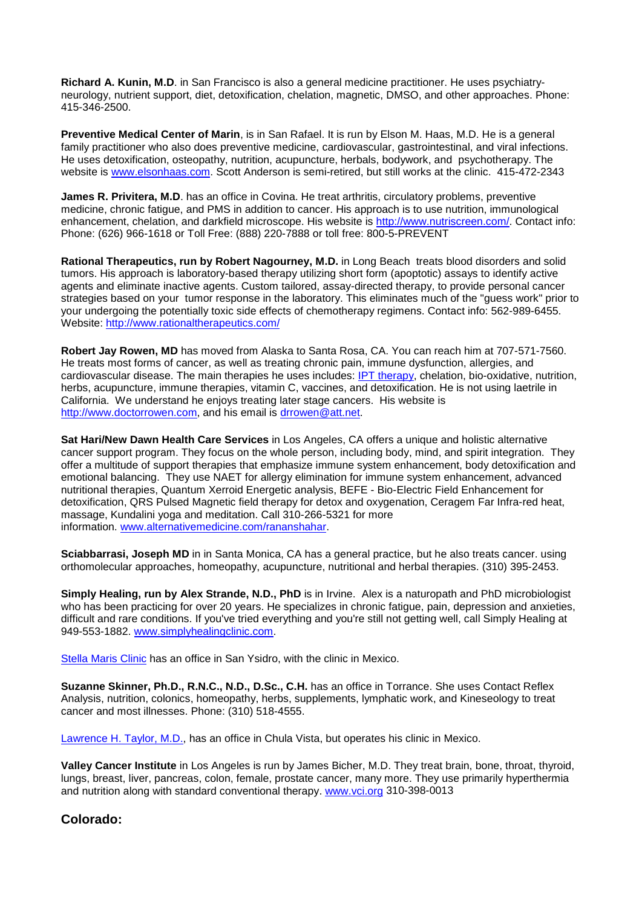**Richard A. Kunin, M.D**. in San Francisco is also a general medicine practitioner. He uses psychiatry-neurology, nutrient support, diet, detoxification, chelation, magnetic, DMSO, and other approaches. Phone: 415-346-2500.

**Preventive Medical Center of Marin**, is in San Rafael. It is run by Elson M. Haas, M.D. He is a general family practitioner who also does preventive medicine, cardiovascular, gastrointestinal, and viral infections. He uses detoxification, osteopathy, nutrition, acupuncture, herbals, bodywork, and psychotherapy. The website is [www.elsonhaas.com](www.elsonhaas.com). Scott Anderson is semi-retired, but still works at the clinic. 415-472-2343

**James R. Privitera, M.D**. has an office in Covina. He treat arthritis, circulatory problems, preventive medicine, chronic fatigue, and PMS in addition to cancer. His approach is to use nutrition, immunological enhancement, chelation, and darkfield microscope. His website is [http://www.nutriscreen.com/](http://www.nutriscreen.com/). Contact info: Phone: (626) 966-1618 or Toll Free: (888) 220-7888 or toll free: 800-5-PREVENT

**Rational Therapeutics, run by Robert Nagourney, M.D.** in Long Beach treats blood disorders and solid tumors. His approach is laboratory-based therapy utilizing short form (apoptotic) assays to identify active agents and eliminate inactive agents. Custom tailored, assay-directed therapy, to provide personal cancer strategies based on your tumor response in the laboratory. This eliminates much of the "guess work" prior to your undergoing the potentially toxic side effects of chemotherapy regimens. Contact info: 562-989-6455. Website: [http://www.rationaltherapeutics.com/](http://www.rationaltherapeutics.com/)

**Robert Jay Rowen, MD** has moved from Alaska to Santa Rosa, CA. You can reach him at 707-571-7560. He treats most forms of cancer, as well as treating chronic pain, immune dysfunction, allergies, and cardiovascular disease. The main therapies he uses includes: IPT therapy, chelation, bio-oxidative, nutrition, herbs, acupuncture, immune therapies, vitamin C, vaccines, and detoxification. He is not using laetrile in California. We understand he enjoys treating later stage cancers. His website is [http://www.doctorrowen.com](http://www.doctorrowen.com), and his email is drrowen@att.net.

**Sat Hari/New Dawn Health Care Services** in Los Angeles, CA offers a unique and holistic alternative cancer support program. They focus on the whole person, including body, mind, and spirit integration. They offer a multitude of support therapies that emphasize immune system enhancement, body detoxification and emotional balancing. They use NAET for allergy elimination for immune system enhancement, advanced nutritional therapies, Quantum Xerroid Energetic analysis, BEFE - Bio-Electric Field Enhancement for detoxification, QRS Pulsed Magnetic field therapy for detox and oxygenation, Ceragem Far Infra-red heat, massage, Kundalini yoga and meditation. Call 310-266-5321 for more information. [www.alternativemedicine.com/rananshahar](www.alternativemedicine.com/rananshahar).

**Sciabbarrasi, Joseph MD** in in Santa Monica, CA has a general practice, but he also treats cancer. using orthomolecular approaches, homeopathy, acupuncture, nutritional and herbal therapies. (310) 395-2453.

**Simply Healing, run by Alex Strande, N.D., PhD** is in Irvine. Alex is a naturopath and PhD microbiologist who has been practicing for over 20 years. He specializes in chronic fatigue, pain, depression and anxieties, difficult and rare conditions. If you've tried everything and you're still not getting well, call Simply Healing at 949-553-1882. [www.simplyhealingclinic.com](www.simplyhealingclinic.com).

Stella Maris Clinic has an office in San Ysidro, with the clinic in Mexico.

**Suzanne Skinner, Ph.D., R.N.C., N.D., D.Sc., C.H.** has an office in Torrance. She uses Contact Reflex Analysis, nutrition, colonics, homeopathy, herbs, supplements, lymphatic work, and Kineseology to treat cancer and most illnesses. Phone: (310) 518-4555.

Lawrence H. Taylor, M.D., has an office in Chula Vista, but operates his clinic in Mexico.

**Valley Cancer Institute** in Los Angeles is run by James Bicher, M.D. They treat brain, bone, throat, thyroid, lungs, breast, liver, pancreas, colon, female, prostate cancer, many more. They use primarily hyperthermia and nutrition along with standard conventional therapy. [www.vci.org](www.vci.org) 310-398-0013

## Colorado: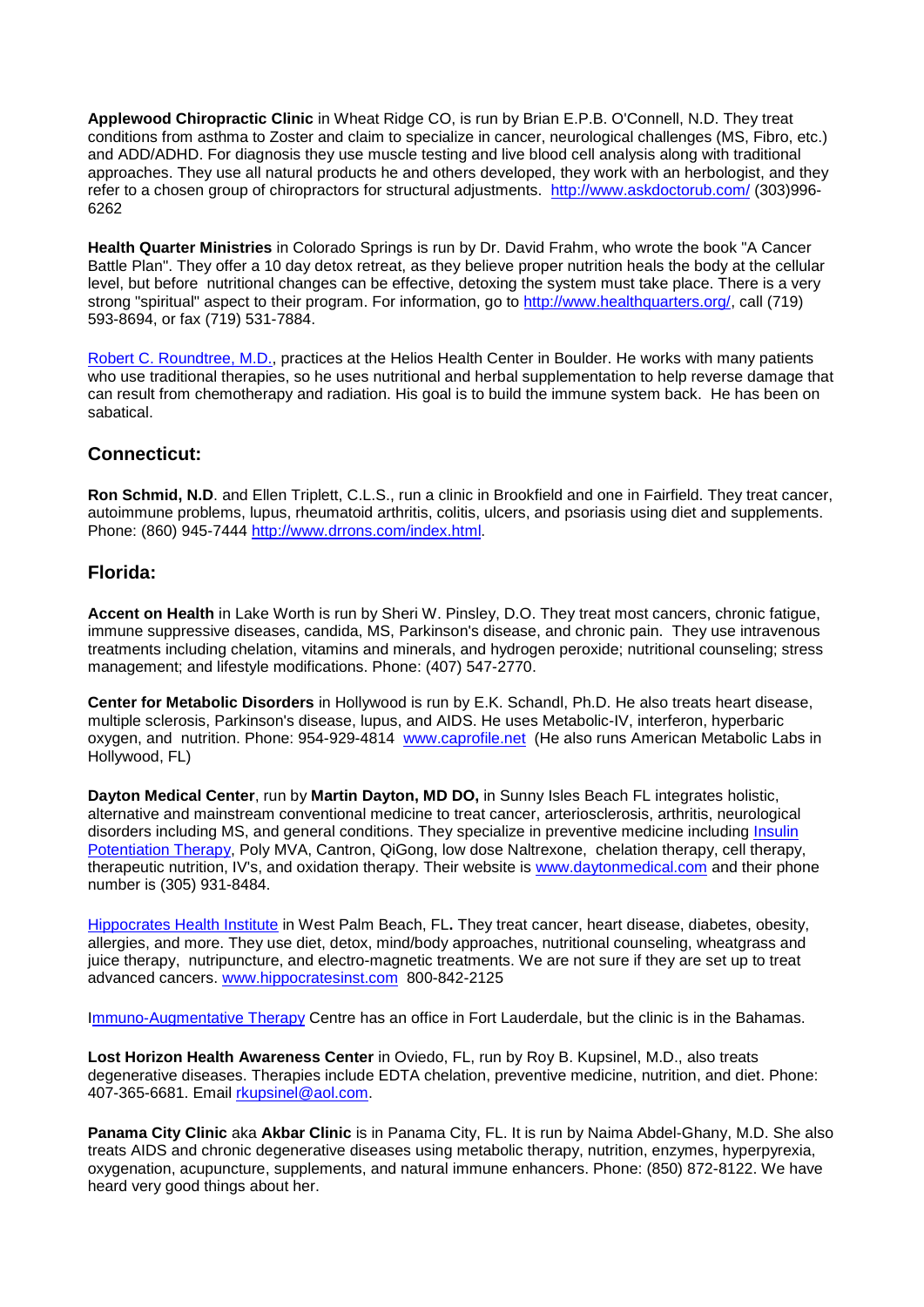**Applewood Chiropractic Clinic** in Wheat Ridge CO, is run by Brian E.P.B. O'Connell, N.D. They treat conditions from asthma to Zoster and claim to specialize in cancer, neurological challenges (MS, Fibro, etc.) and ADD/ADHD. For diagnosis they use muscle testing and live blood cell analysis along with traditional approaches. They use all natural products he and others developed, they work with an herbologist, and they refer to a chosen group of chiropractors for structural adjustments. http://www.askdoctorub.com/ (303)996-6262

**Health Quarter Ministries** in Colorado Springs is run by Dr. David Frahm, who wrote the book "A Cancer Battle Plan". They offer a 10 day detox retreat, as they believe proper nutrition heals the body at the cellular level, but before nutritional changes can be effective, detoxing the system must take place. There is a very strong "spiritual" aspect to their program. For information, go to http://www.healthquarters.org/, call (719) 593-8694, or fax (719) 531-7884.

Robert C. Roundtree, M.D., practices at the Helios Health Center in Boulder. He works with many patients who use traditional therapies, so he uses nutritional and herbal supplementation to help reverse damage that can result from chemotherapy and radiation. His goal is to build the immune system back. He has been on sabatical.

## Connecticut:

**Ron Schmid, N.D**. and Ellen Triplett, C.L.S., run a clinic in Brookfield and one in Fairfield. They treat cancer, autoimmune problems, lupus, rheumatoid arthritis, colitis, ulcers, and psoriasis using diet and supplements. Phone: (860) 945-7444 http://www.drrons.com/index.html.

## Florida:

**Accent on Health** in Lake Worth is run by Sheri W. Pinsley, D.O. They treat most cancers, chronic fatigue, immune suppressive diseases, candida, MS, Parkinson's disease, and chronic pain. They use intravenous treatments including chelation, vitamins and minerals, and hydrogen peroxide; nutritional counseling; stress management; and lifestyle modifications. Phone: (407) 547-2770.

**Center for Metabolic Disorders** in Hollywood is run by E.K. Schandl, Ph.D. He also treats heart disease, multiple sclerosis, Parkinson's disease, lupus, and AIDS. He uses Metabolic-IV, interferon, hyperbaric oxygen, and nutrition. Phone: 954-929-4814 www.caprofile.net (He also runs American Metabolic Labs in Hollywood, FL)

**Dayton Medical Center**, run by **Martin Dayton, MD DO,** in Sunny Isles Beach FL integrates holistic, alternative and mainstream conventional medicine to treat cancer, arteriosclerosis, arthritis, neurological disorders including MS, and general conditions. They specialize in preventive medicine including Insulin Potentiation Therapy, Poly MVA, Cantron, QiGong, low dose Naltrexone, chelation therapy, cell therapy, therapeutic nutrition, IV's, and oxidation therapy. Their website is www.daytonmedical.com and their phone number is (305) 931-8484.

Hippocrates Health Institute in West Palm Beach, FL**.** They treat cancer, heart disease, diabetes, obesity, allergies, and more. They use diet, detox, mind/body approaches, nutritional counseling, wheatgrass and juice therapy, nutripuncture, and electro-magnetic treatments. We are not sure if they are set up to treat advanced cancers. www.hippocratesinst.com 800-842-2125

Immuno-Augmentative Therapy Centre has an office in Fort Lauderdale, but the clinic is in the Bahamas.

**Lost Horizon Health Awareness Center** in Oviedo, FL, run by Roy B. Kupsinel, M.D., also treats degenerative diseases. Therapies include EDTA chelation, preventive medicine, nutrition, and diet. Phone: 407-365-6681. Email rkupsinel@aol.com.

**Panama City Clinic** aka **Akbar Clinic** is in Panama City, FL. It is run by Naima Abdel-Ghany, M.D. She also treats AIDS and chronic degenerative diseases using metabolic therapy, nutrition, enzymes, hyperpyrexia, oxygenation, acupuncture, supplements, and natural immune enhancers. Phone: (850) 872-8122. We have heard very good things about her.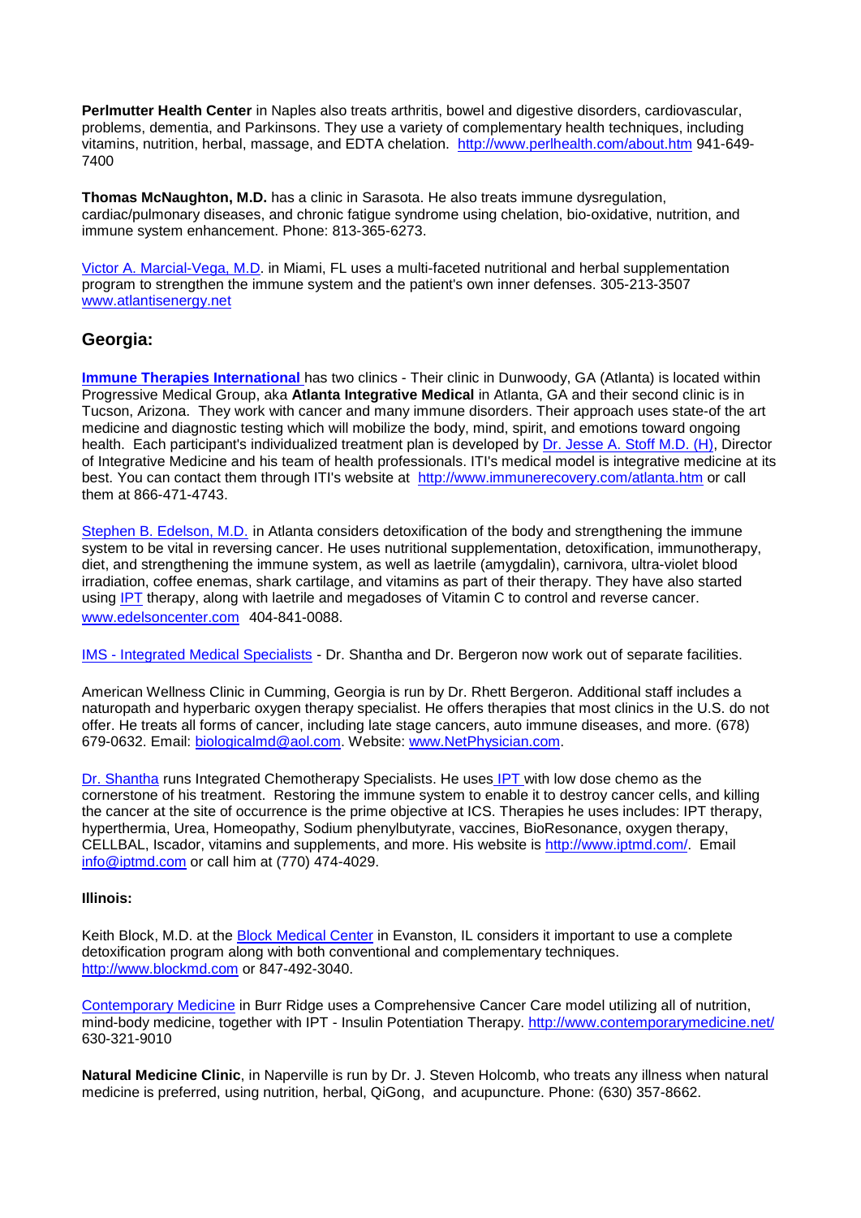**Perlmutter Health Center** in Naples also treats arthritis, bowel and digestive disorders, cardiovascular, problems, dementia, and Parkinsons. They use a variety of complementary health techniques, including vitamins, nutrition, herbal, massage, and EDTA chelation. http://www.perlhealth.com/about.htm 941-649-7400

**Thomas McNaughton, M.D.** has a clinic in Sarasota. He also treats immune dysregulation, cardiac/pulmonary diseases, and chronic fatigue syndrome using chelation, bio-oxidative, nutrition, and immune system enhancement. Phone: 813-365-6273.

Victor A. Marcial-Vega, M.D. in Miami, FL uses a multi-faceted nutritional and herbal supplementation program to strengthen the immune system and the patient's own inner defenses. 305-213-3507 www.atlantisenergy.net

## Georgia:

**Immune Therapies International** has two clinics - Their clinic in Dunwoody, GA (Atlanta) is located within Progressive Medical Group, aka **Atlanta Integrative Medical** in Atlanta, GA and their second clinic is in Tucson, Arizona. They work with cancer and many immune disorders. Their approach uses state-of the art medicine and diagnostic testing which will mobilize the body, mind, spirit, and emotions toward ongoing health. Each participant's individualized treatment plan is developed by Dr. Jesse A. Stoff M.D. (H), Director of Integrative Medicine and his team of health professionals. ITI's medical model is integrative medicine at its best. You can contact them through ITI's website at http://www.immunerecovery.com/atlanta.htm or call them at 866-471-4743.

Stephen B. Edelson, M.D. in Atlanta considers detoxification of the body and strengthening the immune system to be vital in reversing cancer. He uses nutritional supplementation, detoxification, immunotherapy, diet, and strengthening the immune system, as well as laetrile (amygdalin), carnivora, ultra-violet blood irradiation, coffee enemas, shark cartilage, and vitamins as part of their therapy. They have also started using IPT therapy, along with laetrile and megadoses of Vitamin C to control and reverse cancer. www.edelsoncenter.com 404-841-0088.

IMS - Integrated Medical Specialists - Dr. Shantha and Dr. Bergeron now work out of separate facilities.

American Wellness Clinic in Cumming, Georgia is run by Dr. Rhett Bergeron. Additional staff includes a naturopath and hyperbaric oxygen therapy specialist. He offers therapies that most clinics in the U.S. do not offer. He treats all forms of cancer, including late stage cancers, auto immune diseases, and more. (678) 679-0632. Email: biologicalmd@aol.com. Website: www.NetPhysician.com.

Dr. Shantha runs Integrated Chemotherapy Specialists. He uses IPT with low dose chemo as the cornerstone of his treatment. Restoring the immune system to enable it to destroy cancer cells, and killing the cancer at the site of occurrence is the prime objective at ICS. Therapies he uses includes: IPT therapy, hyperthermia, Urea, Homeopathy, Sodium phenylbutyrate, vaccines, BioResonance, oxygen therapy, CELLBAL, Iscador, vitamins and supplements, and more. His website is http://www.iptmd.com/. Email info@iptmd.com or call him at (770) 474-4029.

### Illinois:

Keith Block, M.D. at the Block Medical Center in Evanston, IL considers it important to use a complete detoxification program along with both conventional and complementary techniques. http://www.blockmd.com or 847-492-3040.

Contemporary Medicine in Burr Ridge uses a Comprehensive Cancer Care model utilizing all of nutrition, mind-body medicine, together with IPT - Insulin Potentiation Therapy. http://www.contemporarymedicine.net/ 630-321-9010

**Natural Medicine Clinic**, in Naperville is run by Dr. J. Steven Holcomb, who treats any illness when natural medicine is preferred, using nutrition, herbal, QiGong, and acupuncture. Phone: (630) 357-8662.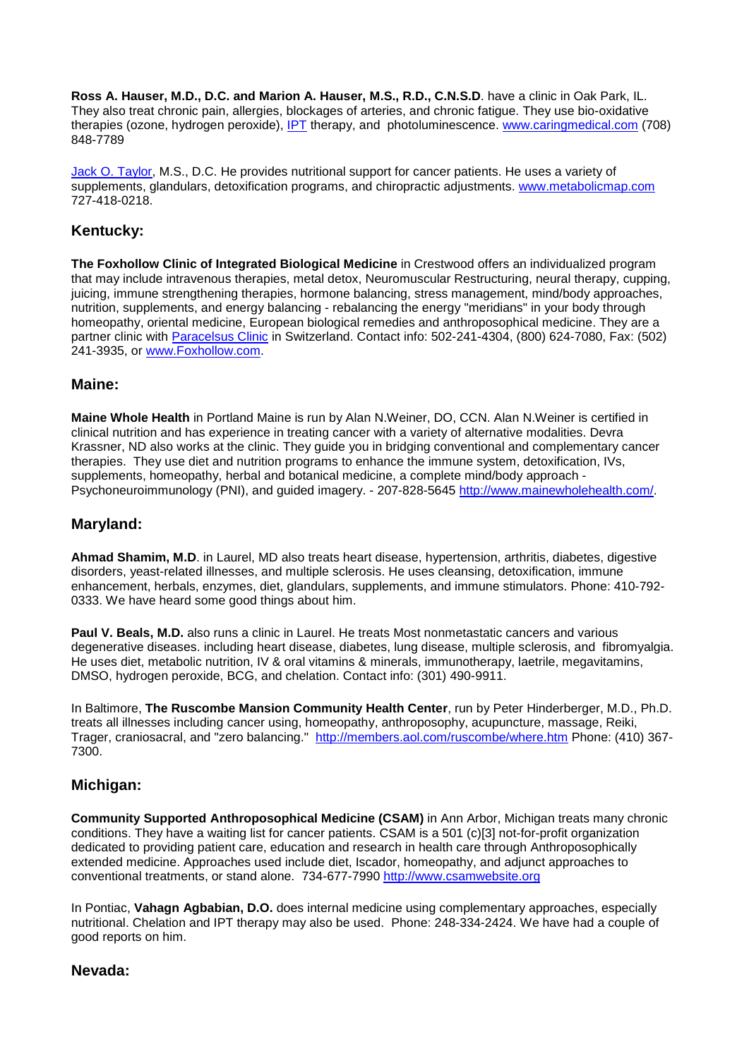**Ross A. Hauser, M.D., D.C. and Marion A. Hauser, M.S., R.D., C.N.S.D**. have a clinic in Oak Park, IL. They also treat chronic pain, allergies, blockages of arteries, and chronic fatigue. They use bio-oxidative therapies (ozone, hydrogen peroxide), IPT therapy, and photoluminescence. www.caringmedical.com (708) 848-7789

Jack O. Taylor, M.S., D.C. He provides nutritional support for cancer patients. He uses a variety of supplements, glandulars, detoxification programs, and chiropractic adjustments. www.metabolicmap.com 727-418-0218.

## Kentucky:

**The Foxhollow Clinic of Integrated Biological Medicine** in Crestwood offers an individualized program that may include intravenous therapies, metal detox, Neuromuscular Restructuring, neural therapy, cupping, juicing, immune strengthening therapies, hormone balancing, stress management, mind/body approaches, nutrition, supplements, and energy balancing - rebalancing the energy "meridians" in your body through homeopathy, oriental medicine, European biological remedies and anthroposophical medicine. They are a partner clinic with Paracelsus Clinic in Switzerland. Contact info: 502-241-4304, (800) 624-7080, Fax: (502) 241-3935, or www.Foxhollow.com.

## Maine:

**Maine Whole Health** in Portland Maine is run by Alan N.Weiner, DO, CCN. Alan N.Weiner is certified in clinical nutrition and has experience in treating cancer with a variety of alternative modalities. Devra Krassner, ND also works at the clinic. They guide you in bridging conventional and complementary cancer therapies. They use diet and nutrition programs to enhance the immune system, detoxification, IVs, supplements, homeopathy, herbal and botanical medicine, a complete mind/body approach - Psychoneuroimmunology (PNI), and guided imagery. - 207-828-5645 http://www.mainewholehealth.com/.

## Maryland:

**Ahmad Shamim, M.D**. in Laurel, MD also treats heart disease, hypertension, arthritis, diabetes, digestive disorders, yeast-related illnesses, and multiple sclerosis. He uses cleansing, detoxification, immune enhancement, herbals, enzymes, diet, glandulars, supplements, and immune stimulators. Phone: 410-792-0333. We have heard some good things about him.

**Paul V. Beals, M.D.** also runs a clinic in Laurel. He treats Most nonmetastatic cancers and various degenerative diseases. including heart disease, diabetes, lung disease, multiple sclerosis, and fibromyalgia. He uses diet, metabolic nutrition, IV & oral vitamins & minerals, immunotherapy, laetrile, megavitamins, DMSO, hydrogen peroxide, BCG, and chelation. Contact info: (301) 490-9911.

In Baltimore, **The Ruscombe Mansion Community Health Center**, run by Peter Hinderberger, M.D., Ph.D. treats all illnesses including cancer using, homeopathy, anthroposophy, acupuncture, massage, Reiki, Trager, craniosacral, and "zero balancing." http://members.aol.com/ruscombe/where.htm Phone: (410) 367-7300.

## Michigan:

**Community Supported Anthroposophical Medicine (CSAM)** in Ann Arbor, Michigan treats many chronic conditions. They have a waiting list for cancer patients. CSAM is a 501 (c)[3] not-for-profit organization dedicated to providing patient care, education and research in health care through Anthroposophically extended medicine. Approaches used include diet, Iscador, homeopathy, and adjunct approaches to conventional treatments, or stand alone. 734-677-7990 http://www.csamwebsite.org

In Pontiac, **Vahagn Agbabian, D.O.** does internal medicine using complementary approaches, especially nutritional. Chelation and IPT therapy may also be used. Phone: 248-334-2424. We have had a couple of good reports on him.

## Nevada: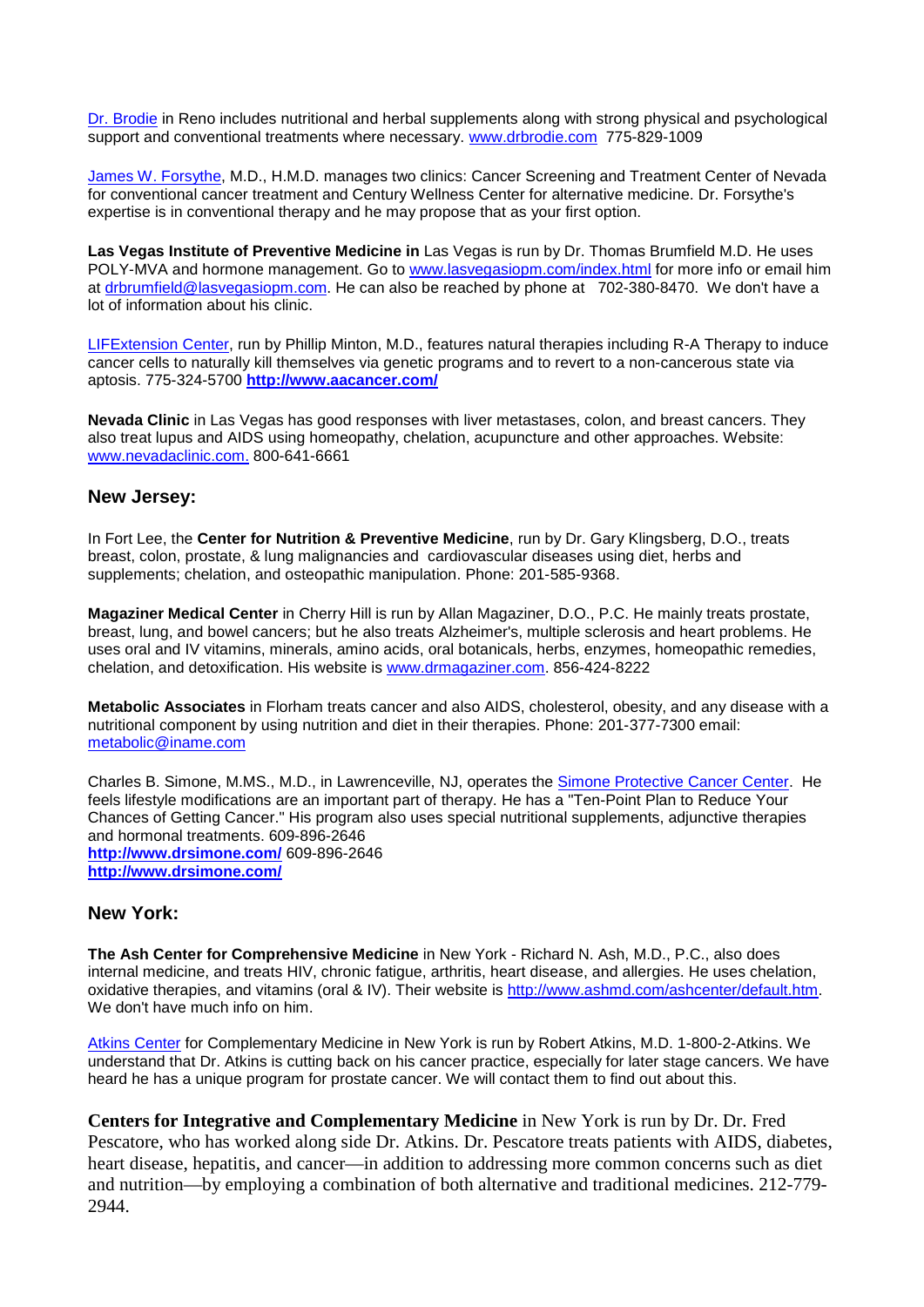Dr. Brodie in Reno includes nutritional and herbal supplements along with strong physical and psychological support and conventional treatments where necessary. www.drbrodie.com 775-829-1009

James W. Forsythe, M.D., H.M.D. manages two clinics: Cancer Screening and Treatment Center of Nevada for conventional cancer treatment and Century Wellness Center for alternative medicine. Dr. Forsythe's expertise is in conventional therapy and he may propose that as your first option.

**Las Vegas Institute of Preventive Medicine in** Las Vegas is run by Dr. Thomas Brumfield M.D. He uses POLY-MVA and hormone management. Go to www.lasvegasiopm.com/index.html for more info or email him at drbrumfield@lasvegasiopm.com. He can also be reached by phone at 702-380-8470. We don't have a lot of information about his clinic.

LIFExtension Center, run by Phillip Minton, M.D., features natural therapies including R-A Therapy to induce cancer cells to naturally kill themselves via genetic programs and to revert to a non-cancerous state via aptosis. 775-324-5700 **http://www.aacancer.com/**

**Nevada Clinic** in Las Vegas has good responses with liver metastases, colon, and breast cancers. They also treat lupus and AIDS using homeopathy, chelation, acupuncture and other approaches. Website: www.nevadaclinic.com. 800-641-6661

## New Jersey:

In Fort Lee, the **Center for Nutrition & Preventive Medicine**, run by Dr. Gary Klingsberg, D.O., treats breast, colon, prostate, & lung malignancies and cardiovascular diseases using diet, herbs and supplements; chelation, and osteopathic manipulation. Phone: 201-585-9368.

**Magaziner Medical Center** in Cherry Hill is run by Allan Magaziner, D.O., P.C. He mainly treats prostate, breast, lung, and bowel cancers; but he also treats Alzheimer's, multiple sclerosis and heart problems. He uses oral and IV vitamins, minerals, amino acids, oral botanicals, herbs, enzymes, homeopathic remedies, chelation, and detoxification. His website is www.drmagaziner.com. 856-424-8222

**Metabolic Associates** in Florham treats cancer and also AIDS, cholesterol, obesity, and any disease with a nutritional component by using nutrition and diet in their therapies. Phone: 201-377-7300 email: metabolic@iname.com

Charles B. Simone, M.MS., M.D., in Lawrenceville, NJ, operates the Simone Protective Cancer Center. He feels lifestyle modifications are an important part of therapy. He has a "Ten-Point Plan to Reduce Your Chances of Getting Cancer." His program also uses special nutritional supplements, adjunctive therapies and hormonal treatments. 609-896-2646
**http://www.drsimone.com/** 609-896-2646
**http://www.drsimone.com/**

## New York:

**The Ash Center for Comprehensive Medicine** in New York - Richard N. Ash, M.D., P.C., also does internal medicine, and treats HIV, chronic fatigue, arthritis, heart disease, and allergies. He uses chelation, oxidative therapies, and vitamins (oral & IV). Their website is http://www.ashmd.com/ashcenter/default.htm. We don't have much info on him.

Atkins Center for Complementary Medicine in New York is run by Robert Atkins, M.D. 1-800-2-Atkins. We understand that Dr. Atkins is cutting back on his cancer practice, especially for later stage cancers. We have heard he has a unique program for prostate cancer. We will contact them to find out about this.

**Centers for Integrative and Complementary Medicine** in New York is run by Dr. Dr. Fred Pescatore, who has worked along side Dr. Atkins. Dr. Pescatore treats patients with AIDS, diabetes, heart disease, hepatitis, and cancer—in addition to addressing more common concerns such as diet and nutrition—by employing a combination of both alternative and traditional medicines. 212-779-2944.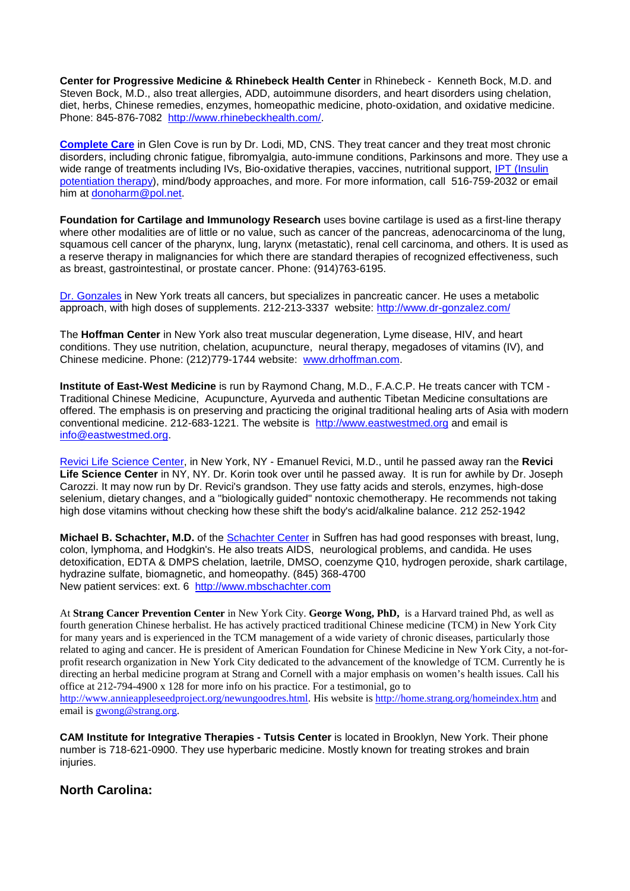**Center for Progressive Medicine & Rhinebeck Health Center** in Rhinebeck - Kenneth Bock, M.D. and Steven Bock, M.D., also treat allergies, ADD, autoimmune disorders, and heart disorders using chelation, diet, herbs, Chinese remedies, enzymes, homeopathic medicine, photo-oxidation, and oxidative medicine. Phone: 845-876-7082 http://www.rhinebeckhealth.com/.

**Complete Care** in Glen Cove is run by Dr. Lodi, MD, CNS. They treat cancer and they treat most chronic disorders, including chronic fatigue, fibromyalgia, auto-immune conditions, Parkinsons and more. They use a wide range of treatments including IVs, Bio-oxidative therapies, vaccines, nutritional support, IPT (Insulin potentiation therapy), mind/body approaches, and more. For more information, call 516-759-2032 or email him at donoharm@pol.net.

**Foundation for Cartilage and Immunology Research** uses bovine cartilage is used as a first-line therapy where other modalities are of little or no value, such as cancer of the pancreas, adenocarcinoma of the lung, squamous cell cancer of the pharynx, lung, larynx (metastatic), renal cell carcinoma, and others. It is used as a reserve therapy in malignancies for which there are standard therapies of recognized effectiveness, such as breast, gastrointestinal, or prostate cancer. Phone: (914)763-6195.

Dr. Gonzales in New York treats all cancers, but specializes in pancreatic cancer. He uses a metabolic approach, with high doses of supplements. 212-213-3337 website: http://www.dr-gonzalez.com/

The **Hoffman Center** in New York also treat muscular degeneration, Lyme disease, HIV, and heart conditions. They use nutrition, chelation, acupuncture, neural therapy, megadoses of vitamins (IV), and Chinese medicine. Phone: (212)779-1744 website: www.drhoffman.com.

**Institute of East-West Medicine** is run by Raymond Chang, M.D., F.A.C.P. He treats cancer with TCM - Traditional Chinese Medicine, Acupuncture, Ayurveda and authentic Tibetan Medicine consultations are offered. The emphasis is on preserving and practicing the original traditional healing arts of Asia with modern conventional medicine. 212-683-1221. The website is http://www.eastwestmed.org and email is info@eastwestmed.org.

Revici Life Science Center, in New York, NY - Emanuel Revici, M.D., until he passed away ran the **Revici Life Science Center** in NY, NY. Dr. Korin took over until he passed away. It is run for awhile by Dr. Joseph Carozzi. It may now run by Dr. Revici's grandson. They use fatty acids and sterols, enzymes, high-dose selenium, dietary changes, and a "biologically guided" nontoxic chemotherapy. He recommends not taking high dose vitamins without checking how these shift the body's acid/alkaline balance. 212 252-1942

**Michael B. Schachter, M.D.** of the Schachter Center in Suffren has had good responses with breast, lung, colon, lymphoma, and Hodgkin's. He also treats AIDS, neurological problems, and candida. He uses detoxification, EDTA & DMPS chelation, laetrile, DMSO, coenzyme Q10, hydrogen peroxide, shark cartilage, hydrazine sulfate, biomagnetic, and homeopathy. (845) 368-4700
New patient services: ext. 6 http://www.mbschachter.com

At **Strang Cancer Prevention Center** in New York City. **George Wong, PhD,** is a Harvard trained Phd, as well as fourth generation Chinese herbalist. He has actively practiced traditional Chinese medicine (TCM) in New York City for many years and is experienced in the TCM management of a wide variety of chronic diseases, particularly those related to aging and cancer. He is president of American Foundation for Chinese Medicine in New York City, a not-for-profit research organization in New York City dedicated to the advancement of the knowledge of TCM. Currently he is directing an herbal medicine program at Strang and Cornell with a major emphasis on women's health issues. Call his office at 212-794-4900 x 128 for more info on his practice. For a testimonial, go to http://www.annieappleseedproject.org/newungoodres.html. His website is http://home.strang.org/homeindex.htm and email is gwong@strang.org.

**CAM Institute for Integrative Therapies - Tutsis Center** is located in Brooklyn, New York. Their phone number is 718-621-0900. They use hyperbaric medicine. Mostly known for treating strokes and brain injuries.

## North Carolina: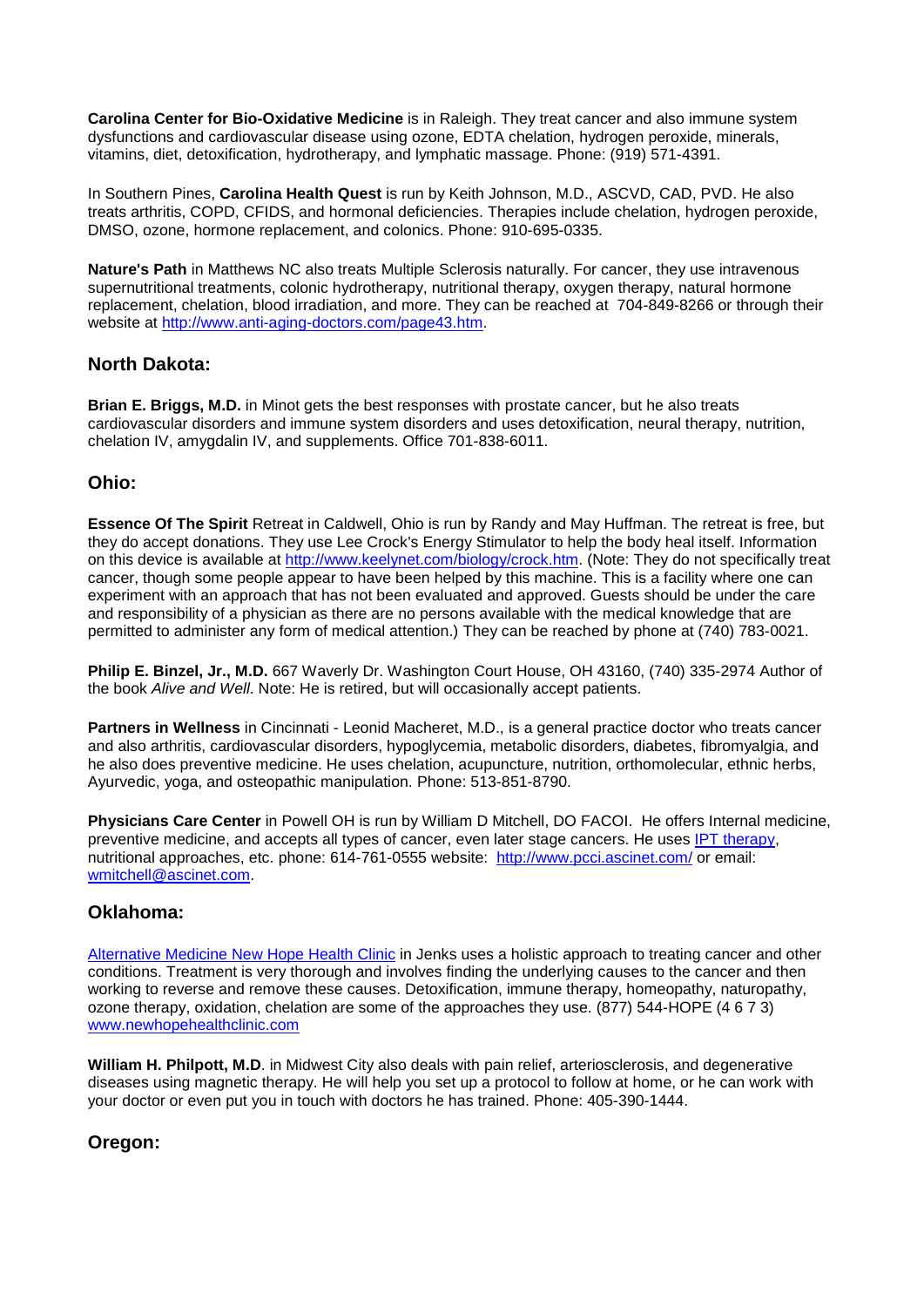**Carolina Center for Bio-Oxidative Medicine** is in Raleigh. They treat cancer and also immune system dysfunctions and cardiovascular disease using ozone, EDTA chelation, hydrogen peroxide, minerals, vitamins, diet, detoxification, hydrotherapy, and lymphatic massage. Phone: (919) 571-4391.

In Southern Pines, **Carolina Health Quest** is run by Keith Johnson, M.D., ASCVD, CAD, PVD. He also treats arthritis, COPD, CFIDS, and hormonal deficiencies. Therapies include chelation, hydrogen peroxide, DMSO, ozone, hormone replacement, and colonics. Phone: 910-695-0335.

**Nature's Path** in Matthews NC also treats Multiple Sclerosis naturally. For cancer, they use intravenous supernutritional treatments, colonic hydrotherapy, nutritional therapy, oxygen therapy, natural hormone replacement, chelation, blood irradiation, and more. They can be reached at 704-849-8266 or through their website at [http://www.anti-aging-doctors.com/page43.htm](http://www.anti-aging-doctors.com/page43.htm).

## North Dakota:

**Brian E. Briggs, M.D.** in Minot gets the best responses with prostate cancer, but he also treats cardiovascular disorders and immune system disorders and uses detoxification, neural therapy, nutrition, chelation IV, amygdalin IV, and supplements. Office 701-838-6011.

## Ohio:

**Essence Of The Spirit** Retreat in Caldwell, Ohio is run by Randy and May Huffman. The retreat is free, but they do accept donations. They use Lee Crock's Energy Stimulator to help the body heal itself. Information on this device is available at [http://www.keelynet.com/biology/crock.htm](http://www.keelynet.com/biology/crock.htm). (Note: They do not specifically treat cancer, though some people appear to have been helped by this machine. This is a facility where one can experiment with an approach that has not been evaluated and approved. Guests should be under the care and responsibility of a physician as there are no persons available with the medical knowledge that are permitted to administer any form of medical attention.) They can be reached by phone at (740) 783-0021.

**Philip E. Binzel, Jr., M.D.** 667 Waverly Dr. Washington Court House, OH 43160, (740) 335-2974 Author of the book *Alive and Well*. Note: He is retired, but will occasionally accept patients.

**Partners in Wellness** in Cincinnati - Leonid Macheret, M.D., is a general practice doctor who treats cancer and also arthritis, cardiovascular disorders, hypoglycemia, metabolic disorders, diabetes, fibromyalgia, and he also does preventive medicine. He uses chelation, acupuncture, nutrition, orthomolecular, ethnic herbs, Ayurvedic, yoga, and osteopathic manipulation. Phone: 513-851-8790.

**Physicians Care Center** in Powell OH is run by William D Mitchell, DO FACOI. He offers Internal medicine, preventive medicine, and accepts all types of cancer, even later stage cancers. He uses [IPT therapy](), nutritional approaches, etc. phone: 614-761-0555 website: [http://www.pcci.ascinet.com/](http://www.pcci.ascinet.com/) or email: [wmitchell@ascinet.com](mailto:wmitchell@ascinet.com).

## Oklahoma:

[Alternative Medicine New Hope Health Clinic]() in Jenks uses a holistic approach to treating cancer and other conditions. Treatment is very thorough and involves finding the underlying causes to the cancer and then working to reverse and remove these causes. Detoxification, immune therapy, homeopathy, naturopathy, ozone therapy, oxidation, chelation are some of the approaches they use. (877) 544-HOPE (4 6 7 3) [www.newhopehealthclinic.com](http://www.newhopehealthclinic.com)

**William H. Philpott, M.D**. in Midwest City also deals with pain relief, arteriosclerosis, and degenerative diseases using magnetic therapy. He will help you set up a protocol to follow at home, or he can work with your doctor or even put you in touch with doctors he has trained. Phone: 405-390-1444.

## Oregon: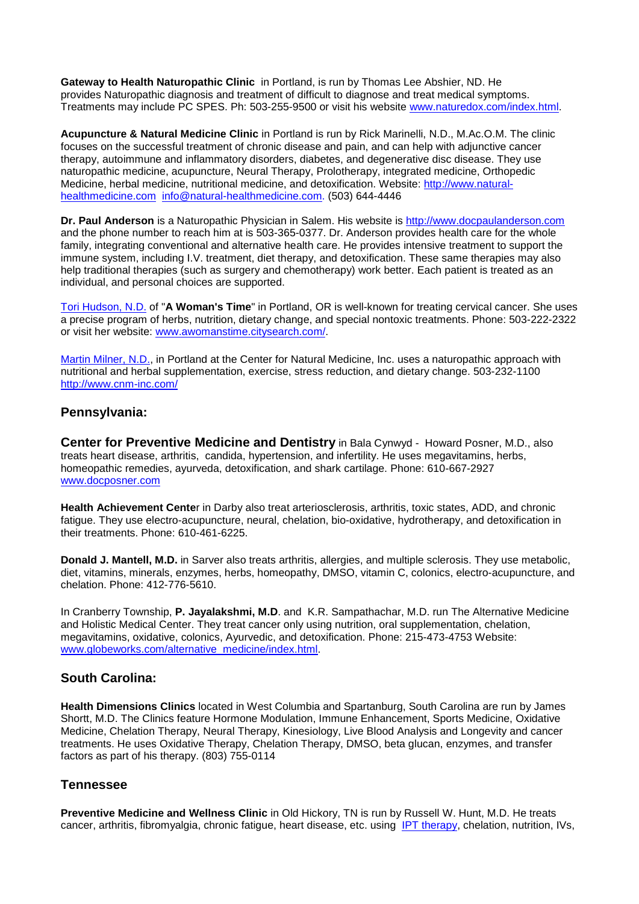**Gateway to Health Naturopathic Clinic** in Portland, is run by Thomas Lee Abshier, ND. He provides Naturopathic diagnosis and treatment of difficult to diagnose and treat medical symptoms. Treatments may include PC SPES. Ph: 503-255-9500 or visit his website www.naturedox.com/index.html.

**Acupuncture & Natural Medicine Clinic** in Portland is run by Rick Marinelli, N.D., M.Ac.O.M. The clinic focuses on the successful treatment of chronic disease and pain, and can help with adjunctive cancer therapy, autoimmune and inflammatory disorders, diabetes, and degenerative disc disease. They use naturopathic medicine, acupuncture, Neural Therapy, Prolotherapy, integrated medicine, Orthopedic Medicine, herbal medicine, nutritional medicine, and detoxification. Website: http://www.natural-healthmedicine.com info@natural-healthmedicine.com. (503) 644-4446

**Dr. Paul Anderson** is a Naturopathic Physician in Salem. His website is http://www.docpaulanderson.com and the phone number to reach him at is 503-365-0377. Dr. Anderson provides health care for the whole family, integrating conventional and alternative health care. He provides intensive treatment to support the immune system, including I.V. treatment, diet therapy, and detoxification. These same therapies may also help traditional therapies (such as surgery and chemotherapy) work better. Each patient is treated as an individual, and personal choices are supported.

Tori Hudson, N.D. of "**A Woman's Time**" in Portland, OR is well-known for treating cervical cancer. She uses a precise program of herbs, nutrition, dietary change, and special nontoxic treatments. Phone: 503-222-2322 or visit her website: www.awomanstime.citysearch.com/.

Martin Milner, N.D., in Portland at the Center for Natural Medicine, Inc. uses a naturopathic approach with nutritional and herbal supplementation, exercise, stress reduction, and dietary change. 503-232-1100 http://www.cnm-inc.com/

## Pennsylvania:

**Center for Preventive Medicine and Dentistry** in Bala Cynwyd - Howard Posner, M.D., also treats heart disease, arthritis, candida, hypertension, and infertility. He uses megavitamins, herbs, homeopathic remedies, ayurveda, detoxification, and shark cartilage. Phone: 610-667-2927 www.docposner.com

**Health Achievement Cente**r in Darby also treat arteriosclerosis, arthritis, toxic states, ADD, and chronic fatigue. They use electro-acupuncture, neural, chelation, bio-oxidative, hydrotherapy, and detoxification in their treatments. Phone: 610-461-6225.

**Donald J. Mantell, M.D.** in Sarver also treats arthritis, allergies, and multiple sclerosis. They use metabolic, diet, vitamins, minerals, enzymes, herbs, homeopathy, DMSO, vitamin C, colonics, electro-acupuncture, and chelation. Phone: 412-776-5610.

In Cranberry Township, **P. Jayalakshmi, M.D**. and K.R. Sampathachar, M.D. run The Alternative Medicine and Holistic Medical Center. They treat cancer only using nutrition, oral supplementation, chelation, megavitamins, oxidative, colonics, Ayurvedic, and detoxification. Phone: 215-473-4753 Website: www.globeworks.com/alternative_medicine/index.html.

## South Carolina:

**Health Dimensions Clinics** located in West Columbia and Spartanburg, South Carolina are run by James Shortt, M.D. The Clinics feature Hormone Modulation, Immune Enhancement, Sports Medicine, Oxidative Medicine, Chelation Therapy, Neural Therapy, Kinesiology, Live Blood Analysis and Longevity and cancer treatments. He uses Oxidative Therapy, Chelation Therapy, DMSO, beta glucan, enzymes, and transfer factors as part of his therapy. (803) 755-0114

## Tennessee

**Preventive Medicine and Wellness Clinic** in Old Hickory, TN is run by Russell W. Hunt, M.D. He treats cancer, arthritis, fibromyalgia, chronic fatigue, heart disease, etc. using IPT therapy, chelation, nutrition, IVs,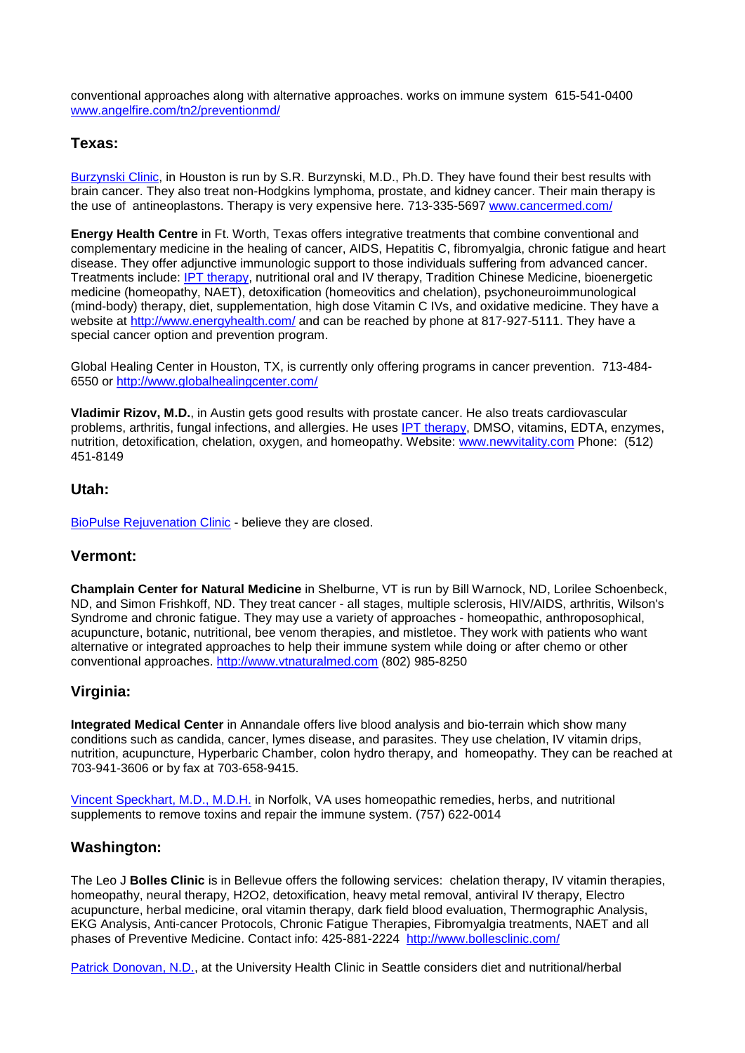conventional approaches along with alternative approaches. works on immune system 615-541-0400 [www.angelfire.com/tn2/preventionmd/](http://www.angelfire.com/tn2/preventionmd/)

## Texas:

[Burzynski Clinic](#), in Houston is run by S.R. Burzynski, M.D., Ph.D. They have found their best results with brain cancer. They also treat non-Hodgkins lymphoma, prostate, and kidney cancer. Their main therapy is the use of antineoplastons. Therapy is very expensive here. 713-335-5697 [www.cancermed.com/](http://www.cancermed.com/)

**Energy Health Centre** in Ft. Worth, Texas offers integrative treatments that combine conventional and complementary medicine in the healing of cancer, AIDS, Hepatitis C, fibromyalgia, chronic fatigue and heart disease. They offer adjunctive immunologic support to those individuals suffering from advanced cancer. Treatments include: [IPT therapy](#), nutritional oral and IV therapy, Tradition Chinese Medicine, bioenergetic medicine (homeopathy, NAET), detoxification (homeovitics and chelation), psychoneuroimmunological (mind-body) therapy, diet, supplementation, high dose Vitamin C IVs, and oxidative medicine. They have a website at [http://www.energyhealth.com/](http://www.energyhealth.com/) and can be reached by phone at 817-927-5111. They have a special cancer option and prevention program.

Global Healing Center in Houston, TX, is currently only offering programs in cancer prevention. 713-484-6550 or [http://www.globalhealingcenter.com/](http://www.globalhealingcenter.com/)

**Vladimir Rizov, M.D.**, in Austin gets good results with prostate cancer. He also treats cardiovascular problems, arthritis, fungal infections, and allergies. He uses [IPT therapy](#), DMSO, vitamins, EDTA, enzymes, nutrition, detoxification, chelation, oxygen, and homeopathy. Website: [www.newvitality.com](http://www.newvitality.com) Phone: (512) 451-8149

## Utah:

[BioPulse Rejuvenation Clinic](#) - believe they are closed.

## Vermont:

**Champlain Center for Natural Medicine** in Shelburne, VT is run by Bill Warnock, ND, Lorilee Schoenbeck, ND, and Simon Frishkoff, ND. They treat cancer - all stages, multiple sclerosis, HIV/AIDS, arthritis, Wilson's Syndrome and chronic fatigue. They may use a variety of approaches - homeopathic, anthroposophical, acupuncture, botanic, nutritional, bee venom therapies, and mistletoe. They work with patients who want alternative or integrated approaches to help their immune system while doing or after chemo or other conventional approaches. [http://www.vtnaturalmed.com](http://www.vtnaturalmed.com) (802) 985-8250

## Virginia:

**Integrated Medical Center** in Annandale offers live blood analysis and bio-terrain which show many conditions such as candida, cancer, lymes disease, and parasites. They use chelation, IV vitamin drips, nutrition, acupuncture, Hyperbaric Chamber, colon hydro therapy, and homeopathy. They can be reached at 703-941-3606 or by fax at 703-658-9415.

[Vincent Speckhart, M.D., M.D.H.](#) in Norfolk, VA uses homeopathic remedies, herbs, and nutritional supplements to remove toxins and repair the immune system. (757) 622-0014

## Washington:

The Leo J **Bolles Clinic** is in Bellevue offers the following services: chelation therapy, IV vitamin therapies, homeopathy, neural therapy, H2O2, detoxification, heavy metal removal, antiviral IV therapy, Electro acupuncture, herbal medicine, oral vitamin therapy, dark field blood evaluation, Thermographic Analysis, EKG Analysis, Anti-cancer Protocols, Chronic Fatigue Therapies, Fibromyalgia treatments, NAET and all phases of Preventive Medicine. Contact info: 425-881-2224 [http://www.bollesclinic.com/](http://www.bollesclinic.com/)

[Patrick Donovan, N.D.](#), at the University Health Clinic in Seattle considers diet and nutritional/herbal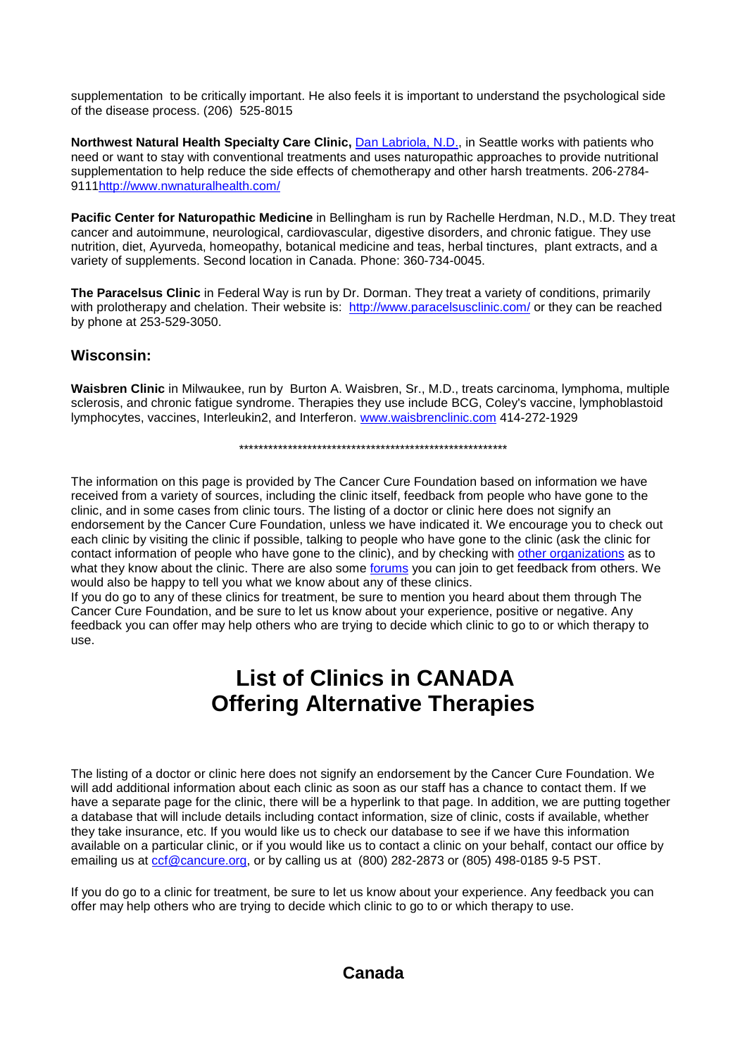supplementation to be critically important. He also feels it is important to understand the psychological side of the disease process. (206) 525-8015

**Northwest Natural Health Specialty Care Clinic,** [Dan Labriola, N.D.](), in Seattle works with patients who need or want to stay with conventional treatments and uses naturopathic approaches to provide nutritional supplementation to help reduce the side effects of chemotherapy and other harsh treatments. 206-2784-9111[http://www.nwnaturalhealth.com/](http://www.nwnaturalhealth.com/)

**Pacific Center for Naturopathic Medicine** in Bellingham is run by Rachelle Herdman, N.D., M.D. They treat cancer and autoimmune, neurological, cardiovascular, digestive disorders, and chronic fatigue. They use nutrition, diet, Ayurveda, homeopathy, botanical medicine and teas, herbal tinctures, plant extracts, and a variety of supplements. Second location in Canada. Phone: 360-734-0045.

**The Paracelsus Clinic** in Federal Way is run by Dr. Dorman. They treat a variety of conditions, primarily with prolotherapy and chelation. Their website is: [http://www.paracelsusclinic.com/](http://www.paracelsusclinic.com/) or they can be reached by phone at 253-529-3050.

## Wisconsin:

**Waisbren Clinic** in Milwaukee, run by Burton A. Waisbren, Sr., M.D., treats carcinoma, lymphoma, multiple sclerosis, and chronic fatigue syndrome. Therapies they use include BCG, Coley's vaccine, lymphoblastoid lymphocytes, vaccines, Interleukin2, and Interferon. [www.waisbrenclinic.com](http://www.waisbrenclinic.com) 414-272-1929

*********************************************************

The information on this page is provided by The Cancer Cure Foundation based on information we have received from a variety of sources, including the clinic itself, feedback from people who have gone to the clinic, and in some cases from clinic tours. The listing of a doctor or clinic here does not signify an endorsement by the Cancer Cure Foundation, unless we have indicated it. We encourage you to check out each clinic by visiting the clinic if possible, talking to people who have gone to the clinic (ask the clinic for contact information of people who have gone to the clinic), and by checking with [other organizations]() as to what they know about the clinic. There are also some [forums]() you can join to get feedback from others. We would also be happy to tell you what we know about any of these clinics.
If you do go to any of these clinics for treatment, be sure to mention you heard about them through The Cancer Cure Foundation, and be sure to let us know about your experience, positive or negative. Any feedback you can offer may help others who are trying to decide which clinic to go to or which therapy to use.

# List of Clinics in CANADA Offering Alternative Therapies

The listing of a doctor or clinic here does not signify an endorsement by the Cancer Cure Foundation. We will add additional information about each clinic as soon as our staff has a chance to contact them. If we have a separate page for the clinic, there will be a hyperlink to that page. In addition, we are putting together a database that will include details including contact information, size of clinic, costs if available, whether they take insurance, etc. If you would like us to check our database to see if we have this information available on a particular clinic, or if you would like us to contact a clinic on your behalf, contact our office by emailing us at [ccf@cancure.org](mailto:ccf@cancure.org), or by calling us at (800) 282-2873 or (805) 498-0185 9-5 PST.

If you do go to a clinic for treatment, be sure to let us know about your experience. Any feedback you can offer may help others who are trying to decide which clinic to go to or which therapy to use.

## Canada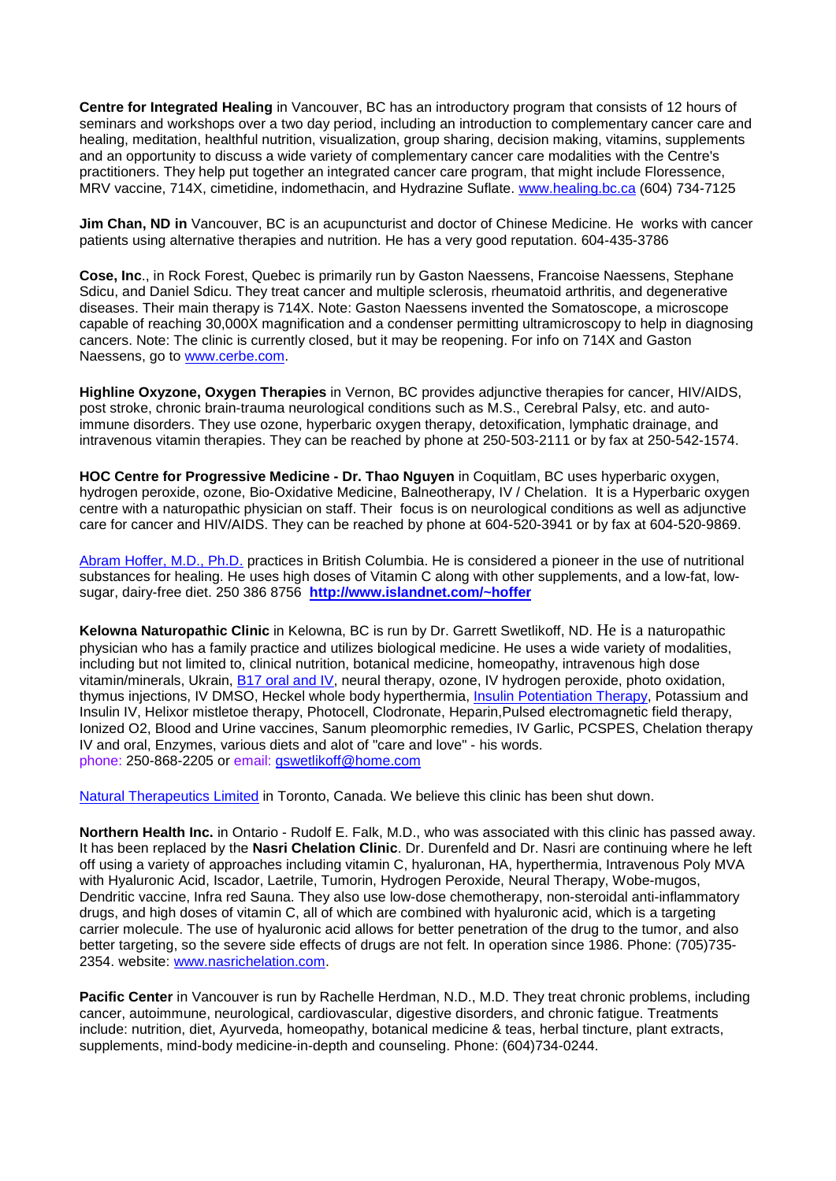**Centre for Integrated Healing** in Vancouver, BC has an introductory program that consists of 12 hours of seminars and workshops over a two day period, including an introduction to complementary cancer care and healing, meditation, healthful nutrition, visualization, group sharing, decision making, vitamins, supplements and an opportunity to discuss a wide variety of complementary cancer care modalities with the Centre's practitioners. They help put together an integrated cancer care program, that might include Floressence, MRV vaccine, 714X, cimetidine, indomethacin, and Hydrazine Suflate. www.healing.bc.ca (604) 734-7125

**Jim Chan, ND in** Vancouver, BC is an acupuncturist and doctor of Chinese Medicine. He works with cancer patients using alternative therapies and nutrition. He has a very good reputation. 604-435-3786

**Cose, Inc**., in Rock Forest, Quebec is primarily run by Gaston Naessens, Francoise Naessens, Stephane Sdicu, and Daniel Sdicu. They treat cancer and multiple sclerosis, rheumatoid arthritis, and degenerative diseases. Their main therapy is 714X. Note: Gaston Naessens invented the Somatoscope, a microscope capable of reaching 30,000X magnification and a condenser permitting ultramicroscopy to help in diagnosing cancers. Note: The clinic is currently closed, but it may be reopening. For info on 714X and Gaston Naessens, go to www.cerbe.com.

**Highline Oxyzone, Oxygen Therapies** in Vernon, BC provides adjunctive therapies for cancer, HIV/AIDS, post stroke, chronic brain-trauma neurological conditions such as M.S., Cerebral Palsy, etc. and auto-immune disorders. They use ozone, hyperbaric oxygen therapy, detoxification, lymphatic drainage, and intravenous vitamin therapies. They can be reached by phone at 250-503-2111 or by fax at 250-542-1574.

**HOC Centre for Progressive Medicine - Dr. Thao Nguyen** in Coquitlam, BC uses hyperbaric oxygen, hydrogen peroxide, ozone, Bio-Oxidative Medicine, Balneotherapy, IV / Chelation. It is a Hyperbaric oxygen centre with a naturopathic physician on staff. Their focus is on neurological conditions as well as adjunctive care for cancer and HIV/AIDS. They can be reached by phone at 604-520-3941 or by fax at 604-520-9869.

Abram Hoffer, M.D., Ph.D. practices in British Columbia. He is considered a pioneer in the use of nutritional substances for healing. He uses high doses of Vitamin C along with other supplements, and a low-fat, low-sugar, dairy-free diet. 250 386 8756 **http://www.islandnet.com/~hoffer**

**Kelowna Naturopathic Clinic** in Kelowna, BC is run by Dr. Garrett Swetlikoff, ND. He is a naturopathic physician who has a family practice and utilizes biological medicine. He uses a wide variety of modalities, including but not limited to, clinical nutrition, botanical medicine, homeopathy, intravenous high dose vitamin/minerals, Ukrain, B17 oral and IV, neural therapy, ozone, IV hydrogen peroxide, photo oxidation, thymus injections, IV DMSO, Heckel whole body hyperthermia, Insulin Potentiation Therapy, Potassium and Insulin IV, Helixor mistletoe therapy, Photocell, Clodronate, Heparin,Pulsed electromagnetic field therapy, Ionized O2, Blood and Urine vaccines, Sanum pleomorphic remedies, IV Garlic, PCSPES, Chelation therapy IV and oral, Enzymes, various diets and alot of "care and love" - his words.
phone: 250-868-2205 or email: gswetlikoff@home.com

Natural Therapeutics Limited in Toronto, Canada. We believe this clinic has been shut down.

**Northern Health Inc.** in Ontario - Rudolf E. Falk, M.D., who was associated with this clinic has passed away. It has been replaced by the **Nasri Chelation Clinic**. Dr. Durenfeld and Dr. Nasri are continuing where he left off using a variety of approaches including vitamin C, hyaluronan, HA, hyperthermia, Intravenous Poly MVA with Hyaluronic Acid, Iscador, Laetrile, Tumorin, Hydrogen Peroxide, Neural Therapy, Wobe-mugos, Dendritic vaccine, Infra red Sauna. They also use low-dose chemotherapy, non-steroidal anti-inflammatory drugs, and high doses of vitamin C, all of which are combined with hyaluronic acid, which is a targeting carrier molecule. The use of hyaluronic acid allows for better penetration of the drug to the tumor, and also better targeting, so the severe side effects of drugs are not felt. In operation since 1986. Phone: (705)735-2354. website: www.nasrichelation.com.

**Pacific Center** in Vancouver is run by Rachelle Herdman, N.D., M.D. They treat chronic problems, including cancer, autoimmune, neurological, cardiovascular, digestive disorders, and chronic fatigue. Treatments include: nutrition, diet, Ayurveda, homeopathy, botanical medicine & teas, herbal tincture, plant extracts, supplements, mind-body medicine-in-depth and counseling. Phone: (604)734-0244.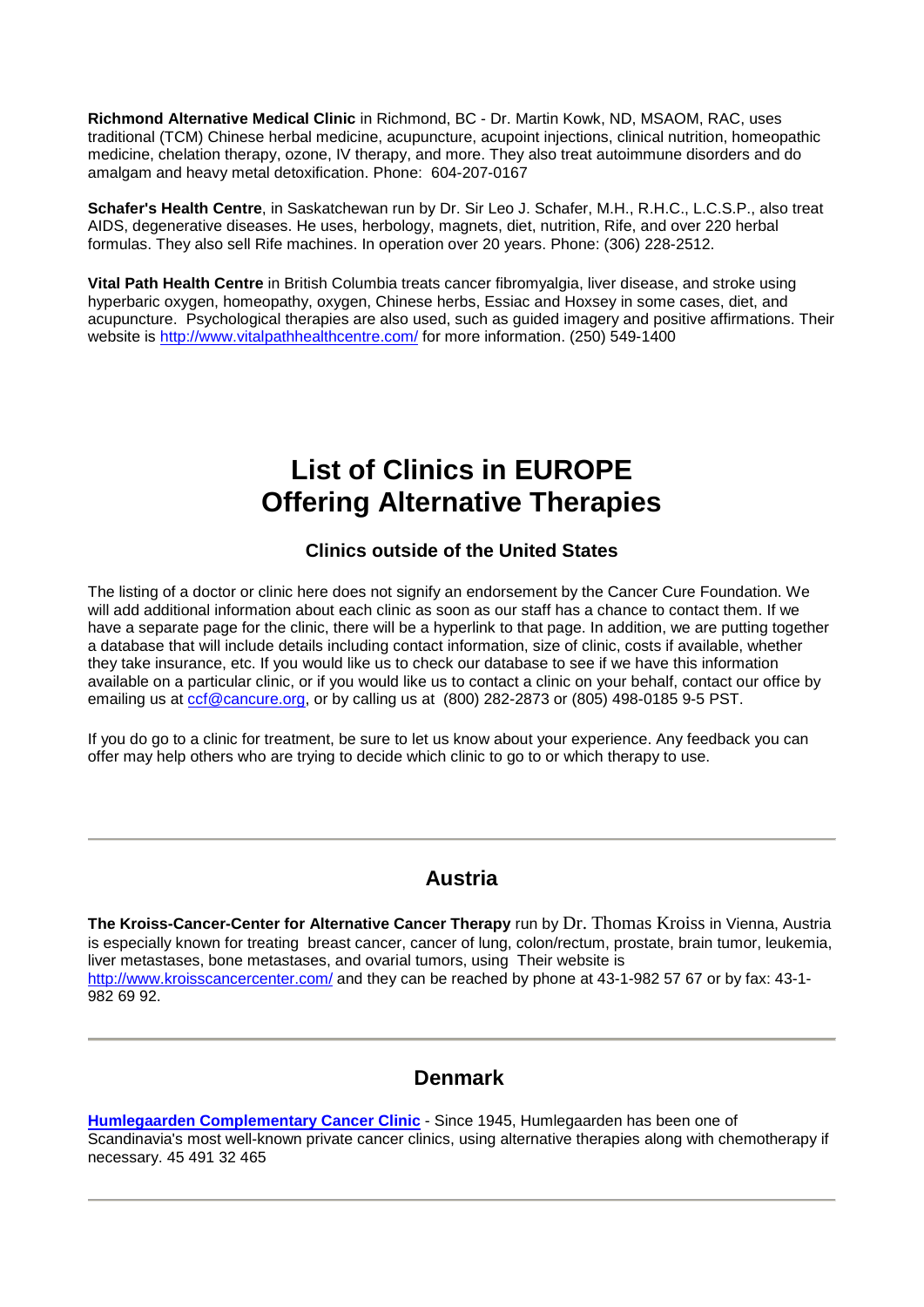**Richmond Alternative Medical Clinic** in Richmond, BC - Dr. Martin Kowk, ND, MSAOM, RAC, uses traditional (TCM) Chinese herbal medicine, acupuncture, acupoint injections, clinical nutrition, homeopathic medicine, chelation therapy, ozone, IV therapy, and more. They also treat autoimmune disorders and do amalgam and heavy metal detoxification. Phone: 604-207-0167

**Schafer's Health Centre**, in Saskatchewan run by Dr. Sir Leo J. Schafer, M.H., R.H.C., L.C.S.P., also treat AIDS, degenerative diseases. He uses, herbology, magnets, diet, nutrition, Rife, and over 220 herbal formulas. They also sell Rife machines. In operation over 20 years. Phone: (306) 228-2512.

**Vital Path Health Centre** in British Columbia treats cancer fibromyalgia, liver disease, and stroke using hyperbaric oxygen, homeopathy, oxygen, Chinese herbs, Essiac and Hoxsey in some cases, diet, and acupuncture. Psychological therapies are also used, such as guided imagery and positive affirmations. Their website is http://www.vitalpathhealthcentre.com/ for more information. (250) 549-1400

# List of Clinics in EUROPE Offering Alternative Therapies

### Clinics outside of the United States

The listing of a doctor or clinic here does not signify an endorsement by the Cancer Cure Foundation. We will add additional information about each clinic as soon as our staff has a chance to contact them. If we have a separate page for the clinic, there will be a hyperlink to that page. In addition, we are putting together a database that will include details including contact information, size of clinic, costs if available, whether they take insurance, etc. If you would like us to check our database to see if we have this information available on a particular clinic, or if you would like us to contact a clinic on your behalf, contact our office by emailing us at ccf@cancure.org, or by calling us at (800) 282-2873 or (805) 498-0185 9-5 PST.

If you do go to a clinic for treatment, be sure to let us know about your experience. Any feedback you can offer may help others who are trying to decide which clinic to go to or which therapy to use.

---

## Austria

**The Kroiss-Cancer-Center for Alternative Cancer Therapy** run by Dr. Thomas Kroiss in Vienna, Austria is especially known for treating breast cancer, cancer of lung, colon/rectum, prostate, brain tumor, leukemia, liver metastases, bone metastases, and ovarial tumors, using Their website is http://www.kroisscancercenter.com/ and they can be reached by phone at 43-1-982 57 67 or by fax: 43-1-982 69 92.

---

## Denmark

**Humlegaarden Complementary Cancer Clinic** - Since 1945, Humlegaarden has been one of Scandinavia's most well-known private cancer clinics, using alternative therapies along with chemotherapy if necessary. 45 491 32 465

---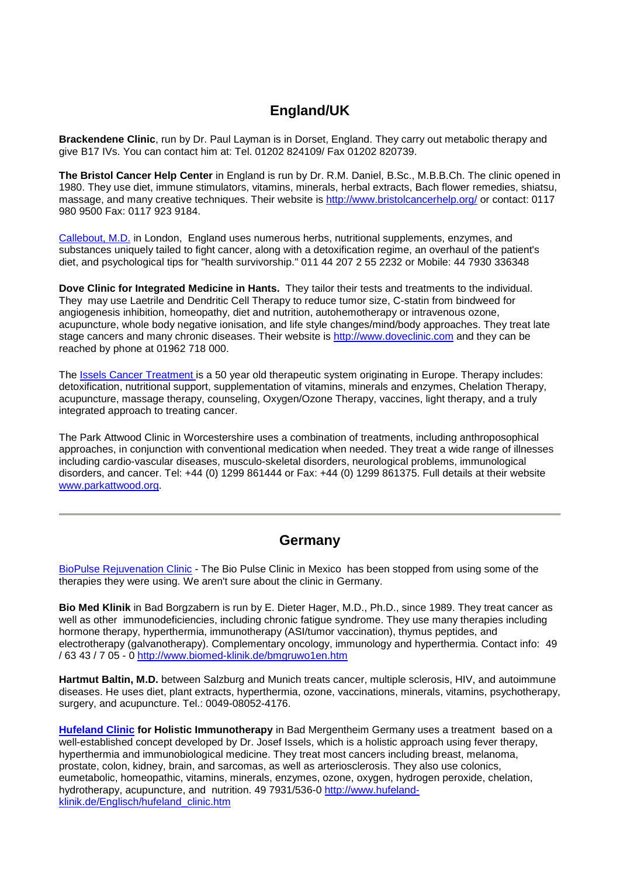## England/UK

**Brackendene Clinic**, run by Dr. Paul Layman is in Dorset, England. They carry out metabolic therapy and give B17 IVs. You can contact him at: Tel. 01202 824109/ Fax 01202 820739.

**The Bristol Cancer Help Center** in England is run by Dr. R.M. Daniel, B.Sc., M.B.B.Ch. The clinic opened in 1980. They use diet, immune stimulators, vitamins, minerals, herbal extracts, Bach flower remedies, shiatsu, massage, and many creative techniques. Their website is http://www.bristolcancerhelp.org/ or contact: 0117 980 9500 Fax: 0117 923 9184.

Callebout, M.D. in London, England uses numerous herbs, nutritional supplements, enzymes, and substances uniquely tailed to fight cancer, along with a detoxification regime, an overhaul of the patient's diet, and psychological tips for "health survivorship." 011 44 207 2 55 2232 or Mobile: 44 7930 336348

**Dove Clinic for Integrated Medicine in Hants.** They tailor their tests and treatments to the individual. They may use Laetrile and Dendritic Cell Therapy to reduce tumor size, C-statin from bindweed for angiogenesis inhibition, homeopathy, diet and nutrition, autohemotherapy or intravenous ozone, acupuncture, whole body negative ionisation, and life style changes/mind/body approaches. They treat late stage cancers and many chronic diseases. Their website is http://www.doveclinic.com and they can be reached by phone at 01962 718 000.

The Issels Cancer Treatment is a 50 year old therapeutic system originating in Europe. Therapy includes: detoxification, nutritional support, supplementation of vitamins, minerals and enzymes, Chelation Therapy, acupuncture, massage therapy, counseling, Oxygen/Ozone Therapy, vaccines, light therapy, and a truly integrated approach to treating cancer.

The Park Attwood Clinic in Worcestershire uses a combination of treatments, including anthroposophical approaches, in conjunction with conventional medication when needed. They treat a wide range of illnesses including cardio-vascular diseases, musculo-skeletal disorders, neurological problems, immunological disorders, and cancer. Tel: +44 (0) 1299 861444 or Fax: +44 (0) 1299 861375. Full details at their website www.parkattwood.org.

---

## Germany

BioPulse Rejuvenation Clinic - The Bio Pulse Clinic in Mexico has been stopped from using some of the therapies they were using. We aren't sure about the clinic in Germany.

**Bio Med Klinik** in Bad Borgzabern is run by E. Dieter Hager, M.D., Ph.D., since 1989. They treat cancer as well as other immunodeficiencies, including chronic fatigue syndrome. They use many therapies including hormone therapy, hyperthermia, immunotherapy (ASI/tumor vaccination), thymus peptides, and electrotherapy (galvanotherapy). Complementary oncology, immunology and hyperthermia. Contact info: 49 / 63 43 / 7 05 - 0 http://www.biomed-klinik.de/bmgruwo1en.htm

**Hartmut Baltin, M.D.** between Salzburg and Munich treats cancer, multiple sclerosis, HIV, and autoimmune diseases. He uses diet, plant extracts, hyperthermia, ozone, vaccinations, minerals, vitamins, psychotherapy, surgery, and acupuncture. Tel.: 0049-08052-4176.

**Hufeland Clinic for Holistic Immunotherapy** in Bad Mergentheim Germany uses a treatment based on a well-established concept developed by Dr. Josef Issels, which is a holistic approach using fever therapy, hyperthermia and immunobiological medicine. They treat most cancers including breast, melanoma, prostate, colon, kidney, brain, and sarcomas, as well as arteriosclerosis. They also use colonics, eumetabolic, homeopathic, vitamins, minerals, enzymes, ozone, oxygen, hydrogen peroxide, chelation, hydrotherapy, acupuncture, and nutrition. 49 7931/536-0 http://www.hufeland-klinik.de/Englisch/hufeland_clinic.htm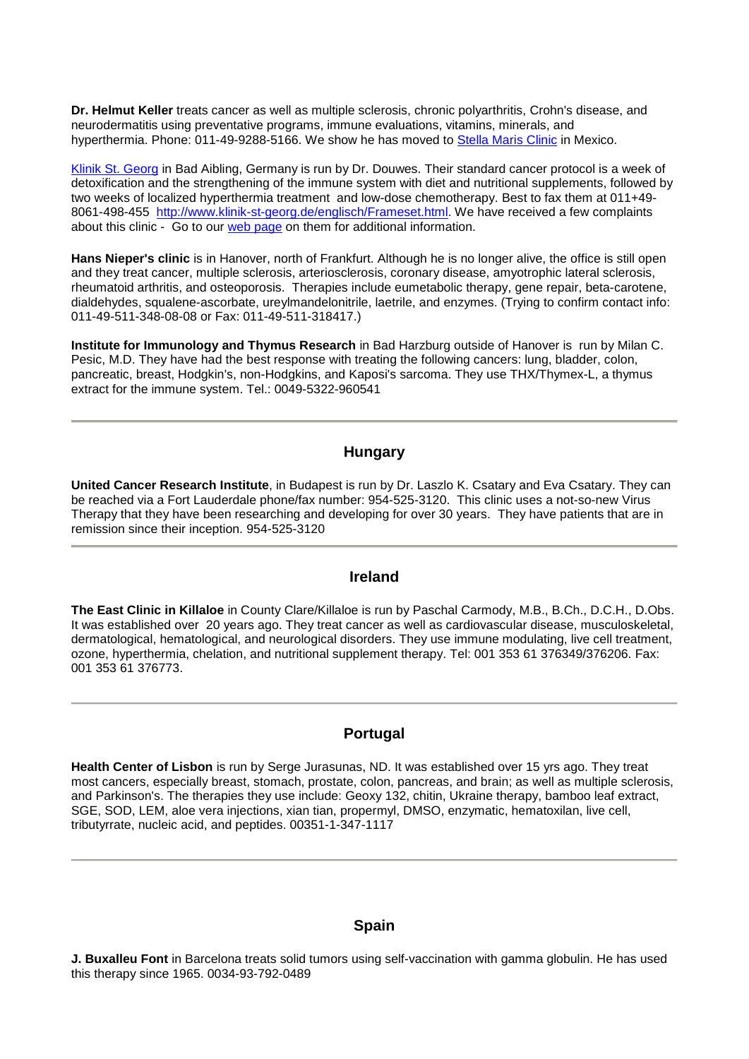**Dr. Helmut Keller** treats cancer as well as multiple sclerosis, chronic polyarthritis, Crohn's disease, and neurodermatitis using preventative programs, immune evaluations, vitamins, minerals, and hyperthermia. Phone: 011-49-9288-5166. We show he has moved to [Stella Maris Clinic] in Mexico.

[Klinik St. Georg] in Bad Aibling, Germany is run by Dr. Douwes. Their standard cancer protocol is a week of detoxification and the strengthening of the immune system with diet and nutritional supplements, followed by two weeks of localized hyperthermia treatment and low-dose chemotherapy. Best to fax them at 011+49-8061-498-455 http://www.klinik-st-georg.de/englisch/Frameset.html. We have received a few complaints about this clinic - Go to our [web page] on them for additional information.

**Hans Nieper's clinic** is in Hanover, north of Frankfurt. Although he is no longer alive, the office is still open and they treat cancer, multiple sclerosis, arteriosclerosis, coronary disease, amyotrophic lateral sclerosis, rheumatoid arthritis, and osteoporosis. Therapies include eumetabolic therapy, gene repair, beta-carotene, dialdehydes, squalene-ascorbate, ureylmandelonitrile, laetrile, and enzymes. (Trying to confirm contact info: 011-49-511-348-08-08 or Fax: 011-49-511-318417.)

**Institute for Immunology and Thymus Research** in Bad Harzburg outside of Hanover is run by Milan C. Pesic, M.D. They have had the best response with treating the following cancers: lung, bladder, colon, pancreatic, breast, Hodgkin's, non-Hodgkins, and Kaposi's sarcoma. They use THX/Thymex-L, a thymus extract for the immune system. Tel.: 0049-5322-960541

---

## Hungary

**United Cancer Research Institute**, in Budapest is run by Dr. Laszlo K. Csatary and Eva Csatary. They can be reached via a Fort Lauderdale phone/fax number: 954-525-3120. This clinic uses a not-so-new Virus Therapy that they have been researching and developing for over 30 years. They have patients that are in remission since their inception. 954-525-3120

---

## Ireland

**The East Clinic in Killaloe** in County Clare/Killaloe is run by Paschal Carmody, M.B., B.Ch., D.C.H., D.Obs. It was established over 20 years ago. They treat cancer as well as cardiovascular disease, musculoskeletal, dermatological, hematological, and neurological disorders. They use immune modulating, live cell treatment, ozone, hyperthermia, chelation, and nutritional supplement therapy. Tel: 001 353 61 376349/376206. Fax: 001 353 61 376773.

---

## Portugal

**Health Center of Lisbon** is run by Serge Jurasunas, ND. It was established over 15 yrs ago. They treat most cancers, especially breast, stomach, prostate, colon, pancreas, and brain; as well as multiple sclerosis, and Parkinson's. The therapies they use include: Geoxy 132, chitin, Ukraine therapy, bamboo leaf extract, SGE, SOD, LEM, aloe vera injections, xian tian, propermyl, DMSO, enzymatic, hematoxilan, live cell, tributyrrate, nucleic acid, and peptides. 00351-1-347-1117

---

## Spain

**J. Buxalleu Font** in Barcelona treats solid tumors using self-vaccination with gamma globulin. He has used this therapy since 1965. 0034-93-792-0489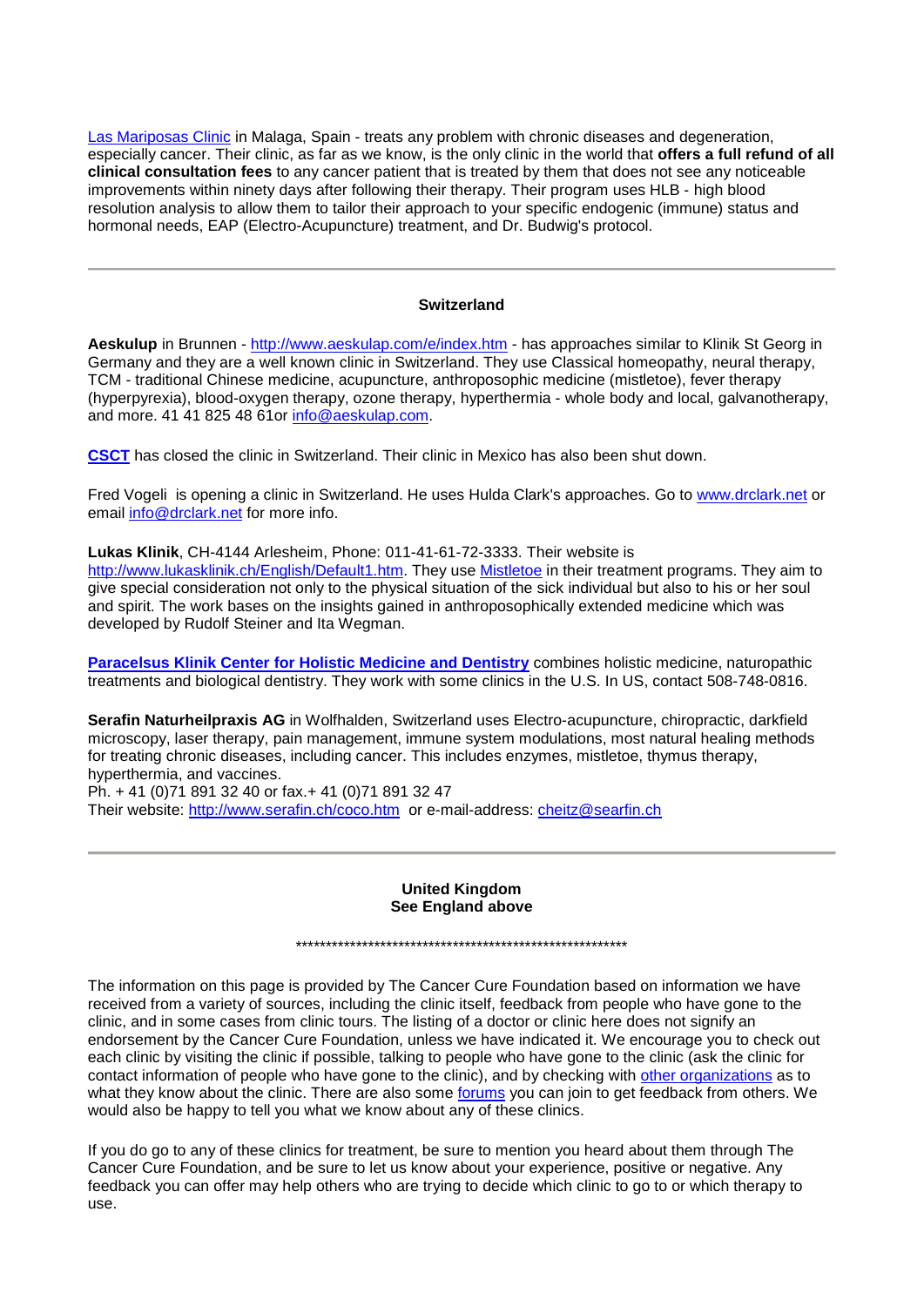Las Mariposas Clinic in Malaga, Spain - treats any problem with chronic diseases and degeneration, especially cancer. Their clinic, as far as we know, is the only clinic in the world that **offers a full refund of all clinical consultation fees** to any cancer patient that is treated by them that does not see any noticeable improvements within ninety days after following their therapy. Their program uses HLB - high blood resolution analysis to allow them to tailor their approach to your specific endogenic (immune) status and hormonal needs, EAP (Electro-Acupuncture) treatment, and Dr. Budwig's protocol.

---

**Switzerland**

**Aeskulup** in Brunnen - http://www.aeskulap.com/e/index.htm - has approaches similar to Klinik St Georg in Germany and they are a well known clinic in Switzerland. They use Classical homeopathy, neural therapy, TCM - traditional Chinese medicine, acupuncture, anthroposophic medicine (mistletoe), fever therapy (hyperpyrexia), blood-oxygen therapy, ozone therapy, hyperthermia - whole body and local, galvanotherapy, and more. 41 41 825 48 61or info@aeskulap.com.

**CSCT** has closed the clinic in Switzerland. Their clinic in Mexico has also been shut down.

Fred Vogeli is opening a clinic in Switzerland. He uses Hulda Clark's approaches. Go to www.drclark.net or email info@drclark.net for more info.

**Lukas Klinik**, CH-4144 Arlesheim, Phone: 011-41-61-72-3333. Their website is http://www.lukasklinik.ch/English/Default1.htm. They use Mistletoe in their treatment programs. They aim to give special consideration not only to the physical situation of the sick individual but also to his or her soul and spirit. The work bases on the insights gained in anthroposophically extended medicine which was developed by Rudolf Steiner and Ita Wegman.

**Paracelsus Klinik Center for Holistic Medicine and Dentistry** combines holistic medicine, naturopathic treatments and biological dentistry. They work with some clinics in the U.S. In US, contact 508-748-0816.

**Serafin Naturheilpraxis AG** in Wolfhalden, Switzerland uses Electro-acupuncture, chiropractic, darkfield microscopy, laser therapy, pain management, immune system modulations, most natural healing methods for treating chronic diseases, including cancer. This includes enzymes, mistletoe, thymus therapy, hyperthermia, and vaccines.
Ph. + 41 (0)71 891 32 40 or fax.+ 41 (0)71 891 32 47
Their website: http://www.serafin.ch/coco.htm or e-mail-address: cheitz@searfin.ch

---

**United Kingdom**
**See England above**

\*\*\*\*\*\*\*\*\*\*\*\*\*\*\*\*\*\*\*\*\*\*\*\*\*\*\*\*\*\*\*\*\*\*\*\*\*\*\*\*\*\*\*\*\*\*\*\*\*\*\*\*\*\*\*\*\*\*\*

The information on this page is provided by The Cancer Cure Foundation based on information we have received from a variety of sources, including the clinic itself, feedback from people who have gone to the clinic, and in some cases from clinic tours. The listing of a doctor or clinic here does not signify an endorsement by the Cancer Cure Foundation, unless we have indicated it. We encourage you to check out each clinic by visiting the clinic if possible, talking to people who have gone to the clinic (ask the clinic for contact information of people who have gone to the clinic), and by checking with other organizations as to what they know about the clinic. There are also some forums you can join to get feedback from others. We would also be happy to tell you what we know about any of these clinics.

If you do go to any of these clinics for treatment, be sure to mention you heard about them through The Cancer Cure Foundation, and be sure to let us know about your experience, positive or negative. Any feedback you can offer may help others who are trying to decide which clinic to go to or which therapy to use.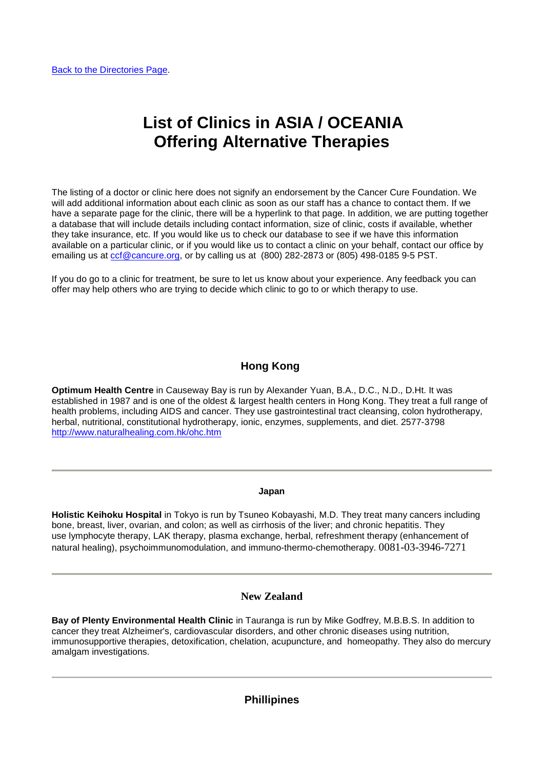[Back to the Directories Page](#).

# List of Clinics in ASIA / OCEANIA Offering Alternative Therapies

The listing of a doctor or clinic here does not signify an endorsement by the Cancer Cure Foundation. We will add additional information about each clinic as soon as our staff has a chance to contact them. If we have a separate page for the clinic, there will be a hyperlink to that page. In addition, we are putting together a database that will include details including contact information, size of clinic, costs if available, whether they take insurance, etc. If you would like us to check our database to see if we have this information available on a particular clinic, or if you would like us to contact a clinic on your behalf, contact our office by emailing us at [ccf@cancure.org](mailto:ccf@cancure.org), or by calling us at (800) 282-2873 or (805) 498-0185 9-5 PST.

If you do go to a clinic for treatment, be sure to let us know about your experience. Any feedback you can offer may help others who are trying to decide which clinic to go to or which therapy to use.

## Hong Kong

**Optimum Health Centre** in Causeway Bay is run by Alexander Yuan, B.A., D.C., N.D., D.Ht. It was established in 1987 and is one of the oldest & largest health centers in Hong Kong. They treat a full range of health problems, including AIDS and cancer. They use gastrointestinal tract cleansing, colon hydrotherapy, herbal, nutritional, constitutional hydrotherapy, ionic, enzymes, supplements, and diet. 2577-3798 [http://www.naturalhealing.com.hk/ohc.htm](http://www.naturalhealing.com.hk/ohc.htm)

---

#### Japan

**Holistic Keihoku Hospital** in Tokyo is run by Tsuneo Kobayashi, M.D. They treat many cancers including bone, breast, liver, ovarian, and colon; as well as cirrhosis of the liver; and chronic hepatitis. They use lymphocyte therapy, LAK therapy, plasma exchange, herbal, refreshment therapy (enhancement of natural healing), psychoimmunomodulation, and immuno-thermo-chemotherapy. 0081-03-3946-7271

---

## New Zealand

**Bay of Plenty Environmental Health Clinic** in Tauranga is run by Mike Godfrey, M.B.B.S. In addition to cancer they treat Alzheimer's, cardiovascular disorders, and other chronic diseases using nutrition, immunosupportive therapies, detoxification, chelation, acupuncture, and homeopathy. They also do mercury amalgam investigations.

---

## Phillipines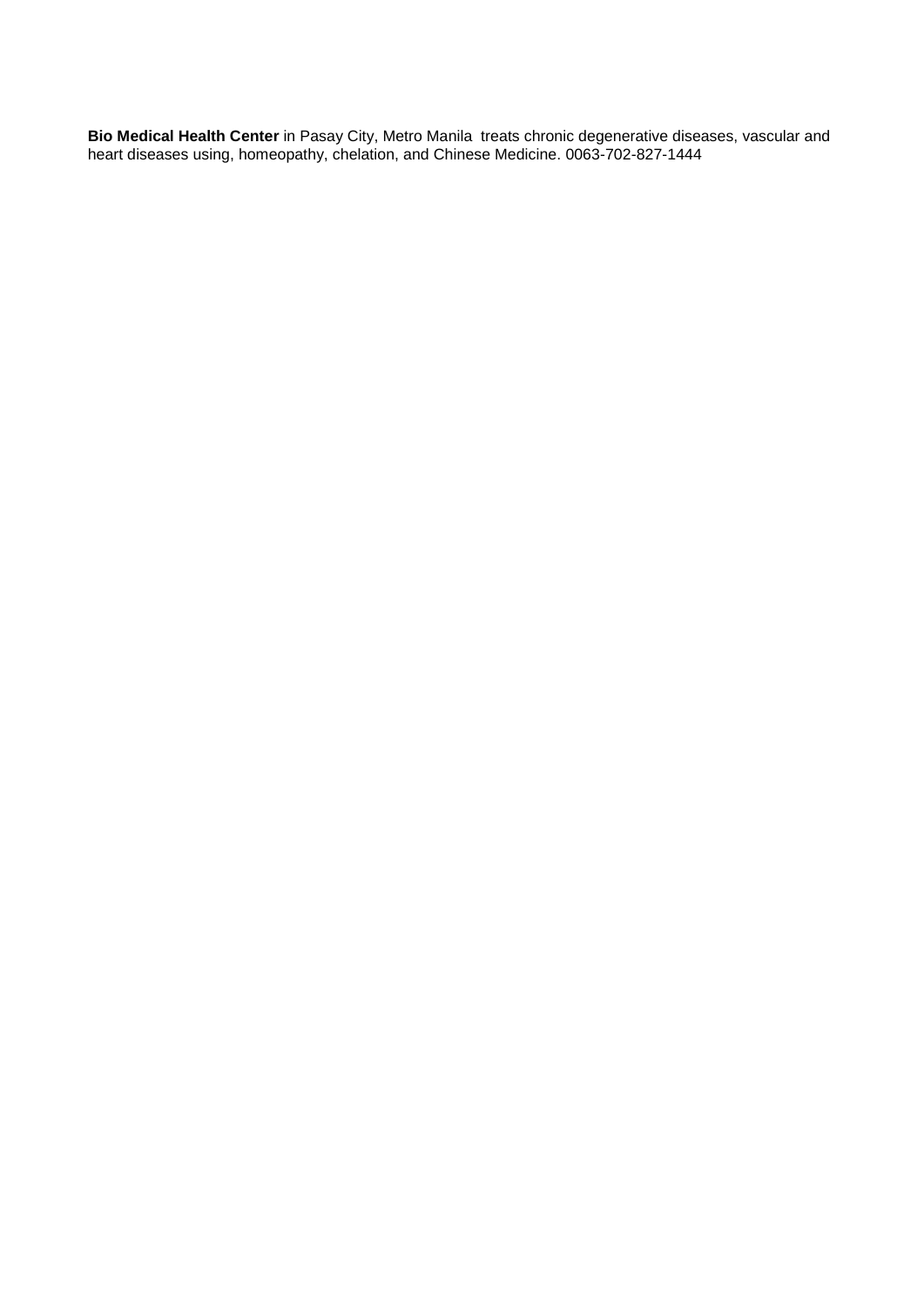**Bio Medical Health Center** in Pasay City, Metro Manila treats chronic degenerative diseases, vascular and heart diseases using, homeopathy, chelation, and Chinese Medicine. 0063-702-827-1444